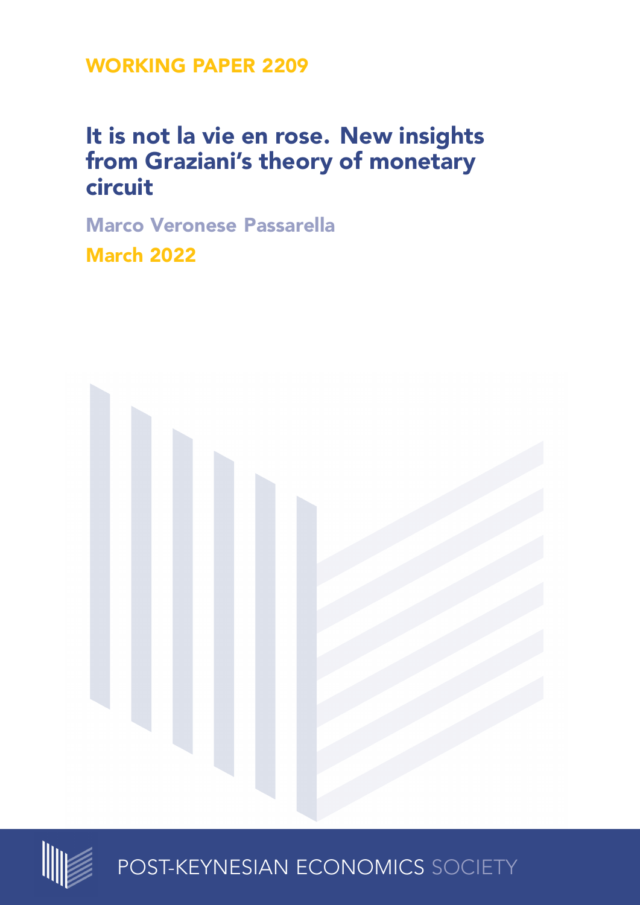WORKING PAPER 2209

# It is not la vie en rose. New insights from Graziani's theory of monetary circuit

Marco Veronese Passarella

March 2022

POST-KEYNESIAN ECONOMICS SOCIETY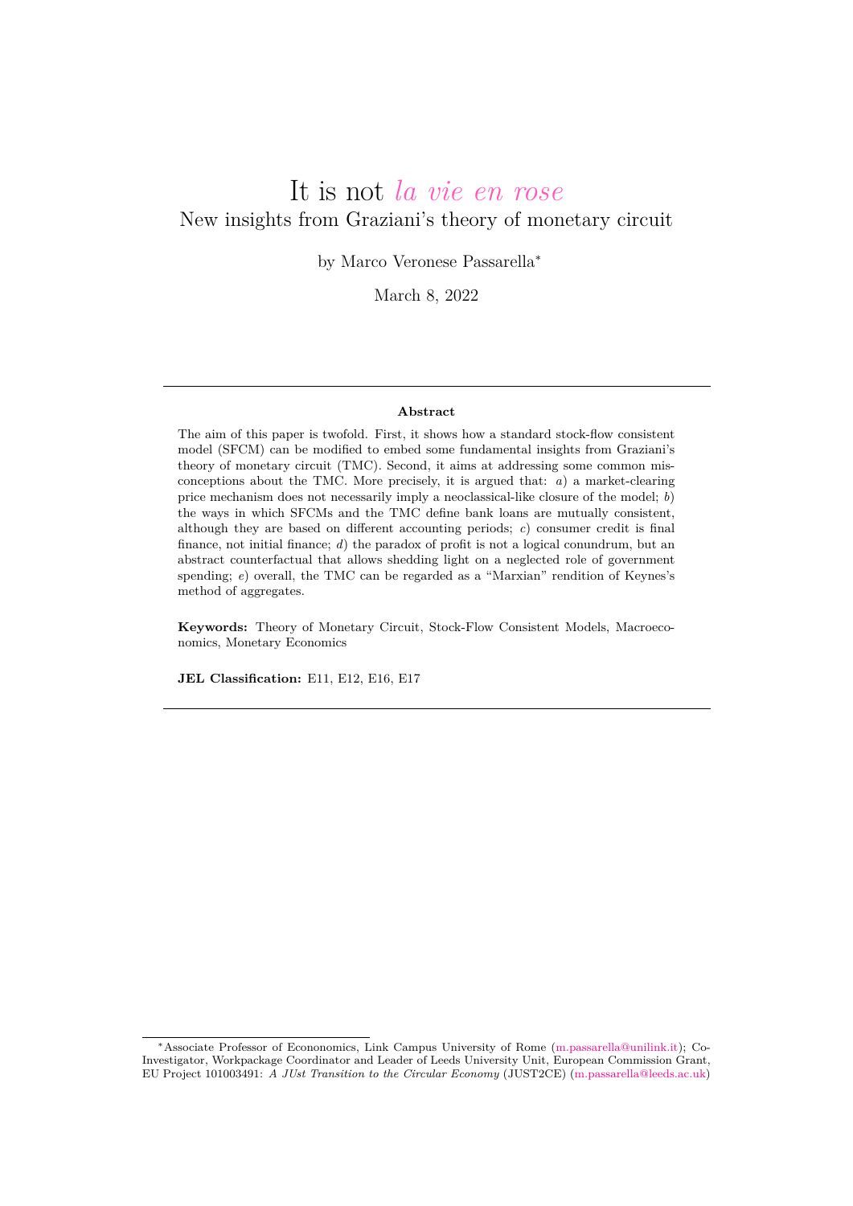# It is not *la vie en rose*

## New insights from Graziani's theory of monetary circuit

by Marco Veronese Passarella*

March 8, 2022

---

**Abstract**

The aim of this paper is twofold. First, it shows how a standard stock-flow consistent model (SFCM) can be modified to embed some fundamental insights from Graziani's theory of monetary circuit (TMC). Second, it aims at addressing some common misconceptions about the TMC. More precisely, it is argued that: *a*) a market-clearing price mechanism does not necessarily imply a neoclassical-like closure of the model; *b*) the ways in which SFCMs and the TMC define bank loans are mutually consistent, although they are based on different accounting periods; *c*) consumer credit is final finance, not initial finance; *d*) the paradox of profit is not a logical conundrum, but an abstract counterfactual that allows shedding light on a neglected role of government spending; *e*) overall, the TMC can be regarded as a "Marxian" rendition of Keynes's method of aggregates.

**Keywords:** Theory of Monetary Circuit, Stock-Flow Consistent Models, Macroeconomics, Monetary Economics

**JEL Classification:** E11, E12, E16, E17

---

*Associate Professor of Econonomics, Link Campus University of Rome (m.passarella@unilink.it); Co-Investigator, Workpackage Coordinator and Leader of Leeds University Unit, European Commission Grant, EU Project 101003491: *A JUst Transition to the Circular Economy* (JUST2CE) (m.passarella@leeds.ac.uk)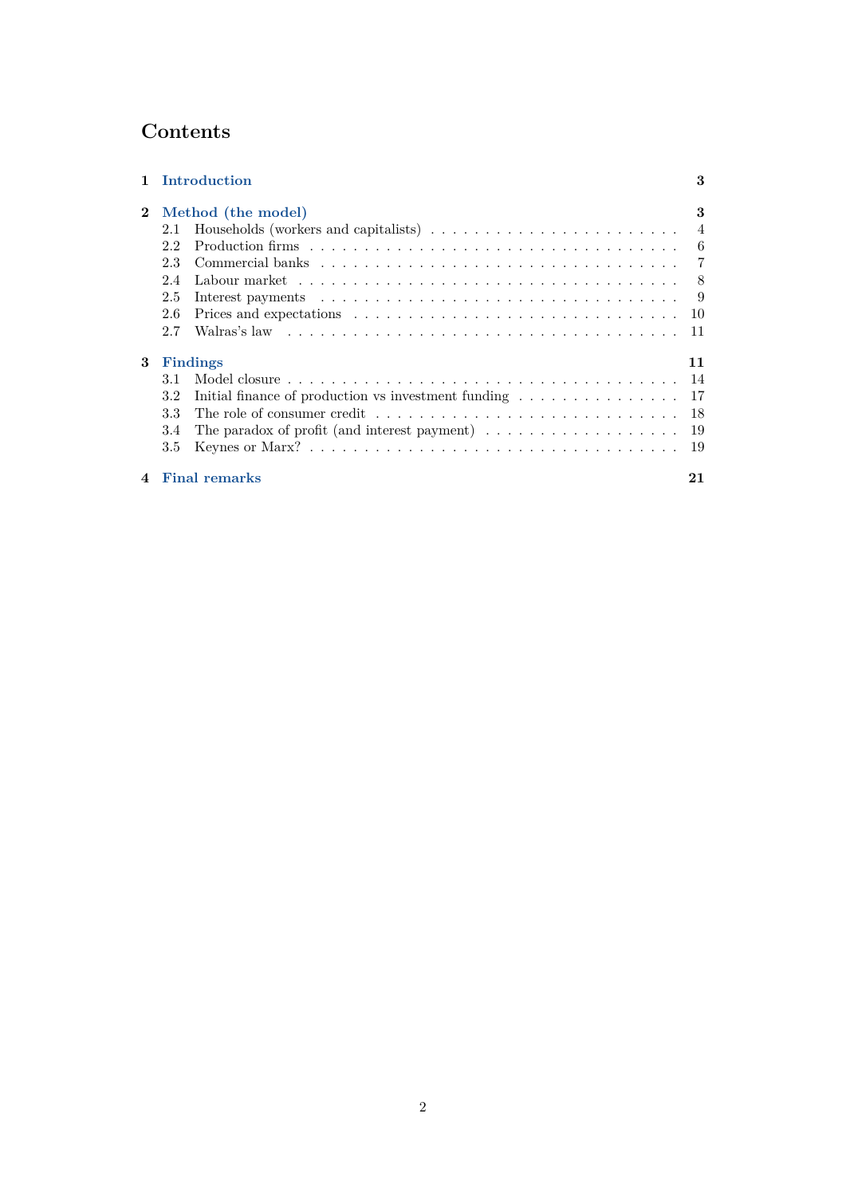# Contents

**1 Introduction** **3**

**2 Method (the model)** **3**

- 2.1 Households (workers and capitalists) . . . 4
- 2.2 Production firms . . . 6
- 2.3 Commercial banks . . . 7
- 2.4 Labour market . . . 8
- 2.5 Interest payments . . . 9
- 2.6 Prices and expectations . . . 10
- 2.7 Walras's law . . . 11

**3 Findings** **11**

- 3.1 Model closure . . . 14
- 3.2 Initial finance of production vs investment funding . . . 17
- 3.3 The role of consumer credit . . . 18
- 3.4 The paradox of profit (and interest payment) . . . 19
- 3.5 Keynes or Marx? . . . 19

**4 Final remarks** **21**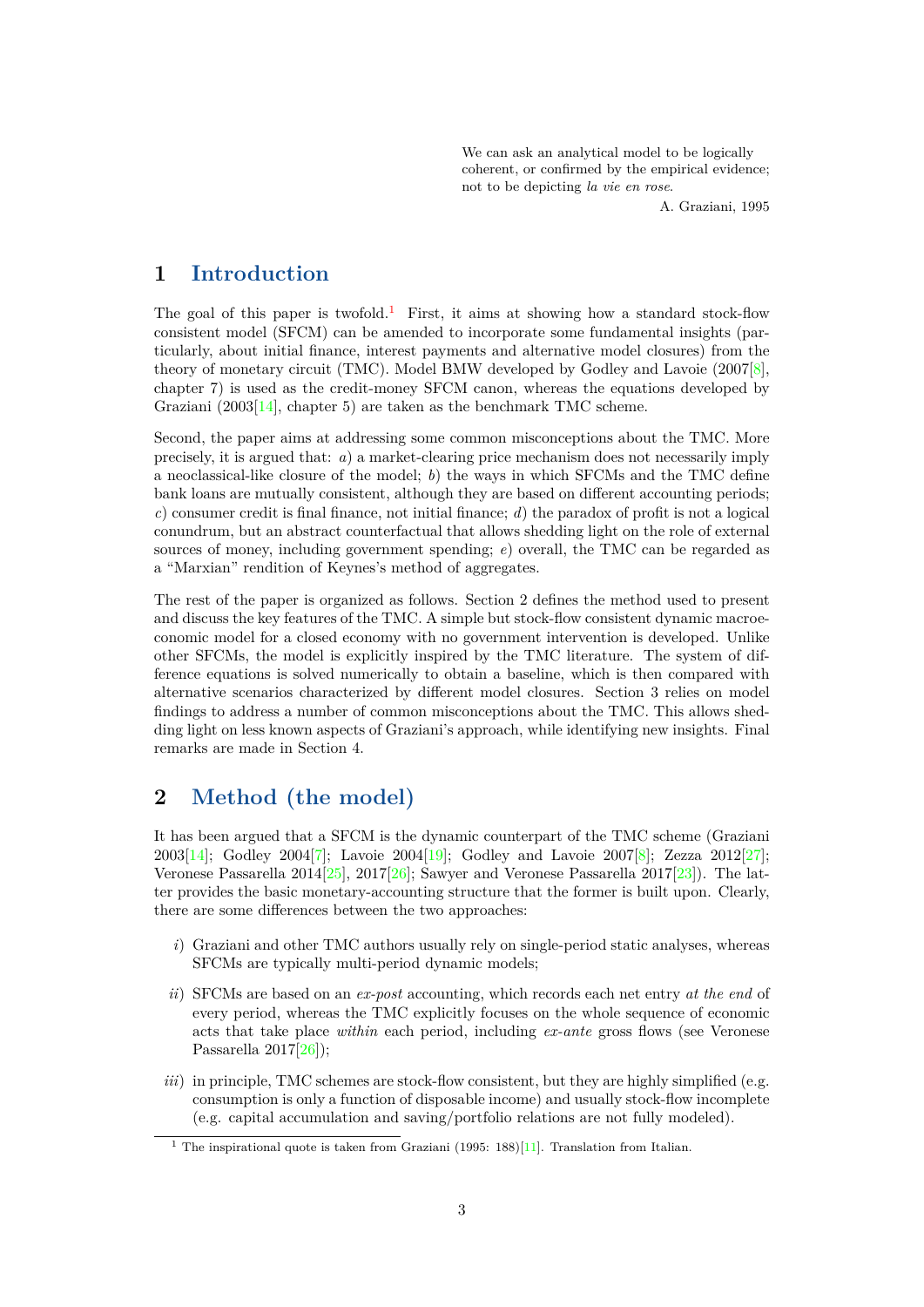We can ask an analytical model to be logically coherent, or confirmed by the empirical evidence; not to be depicting *la vie en rose*.

A. Graziani, 1995

# 1 Introduction

The goal of this paper is twofold.[1] First, it aims at showing how a standard stock-flow consistent model (SFCM) can be amended to incorporate some fundamental insights (particularly, about initial finance, interest payments and alternative model closures) from the theory of monetary circuit (TMC). Model BMW developed by Godley and Lavoie (2007[8], chapter 7) is used as the credit-money SFCM canon, whereas the equations developed by Graziani (2003[14], chapter 5) are taken as the benchmark TMC scheme.

Second, the paper aims at addressing some common misconceptions about the TMC. More precisely, it is argued that: *a*) a market-clearing price mechanism does not necessarily imply a neoclassical-like closure of the model; *b*) the ways in which SFCMs and the TMC define bank loans are mutually consistent, although they are based on different accounting periods; *c*) consumer credit is final finance, not initial finance; *d*) the paradox of profit is not a logical conundrum, but an abstract counterfactual that allows shedding light on the role of external sources of money, including government spending; *e*) overall, the TMC can be regarded as a "Marxian" rendition of Keynes's method of aggregates.

The rest of the paper is organized as follows. Section 2 defines the method used to present and discuss the key features of the TMC. A simple but stock-flow consistent dynamic macroeconomic model for a closed economy with no government intervention is developed. Unlike other SFCMs, the model is explicitly inspired by the TMC literature. The system of difference equations is solved numerically to obtain a baseline, which is then compared with alternative scenarios characterized by different model closures. Section 3 relies on model findings to address a number of common misconceptions about the TMC. This allows shedding light on less known aspects of Graziani's approach, while identifying new insights. Final remarks are made in Section 4.

# 2 Method (the model)

It has been argued that a SFCM is the dynamic counterpart of the TMC scheme (Graziani 2003[14]; Godley 2004[7]; Lavoie 2004[19]; Godley and Lavoie 2007[8]; Zezza 2012[27]; Veronese Passarella 2014[25], 2017[26]; Sawyer and Veronese Passarella 2017[23]). The latter provides the basic monetary-accounting structure that the former is built upon. Clearly, there are some differences between the two approaches:

*i*) Graziani and other TMC authors usually rely on single-period static analyses, whereas SFCMs are typically multi-period dynamic models;

*ii*) SFCMs are based on an *ex-post* accounting, which records each net entry *at the end* of every period, whereas the TMC explicitly focuses on the whole sequence of economic acts that take place *within* each period, including *ex-ante* gross flows (see Veronese Passarella 2017[26]);

*iii*) in principle, TMC schemes are stock-flow consistent, but they are highly simplified (e.g. consumption is only a function of disposable income) and usually stock-flow incomplete (e.g. capital accumulation and saving/portfolio relations are not fully modeled).

[1] The inspirational quote is taken from Graziani (1995: 188)[11]. Translation from Italian.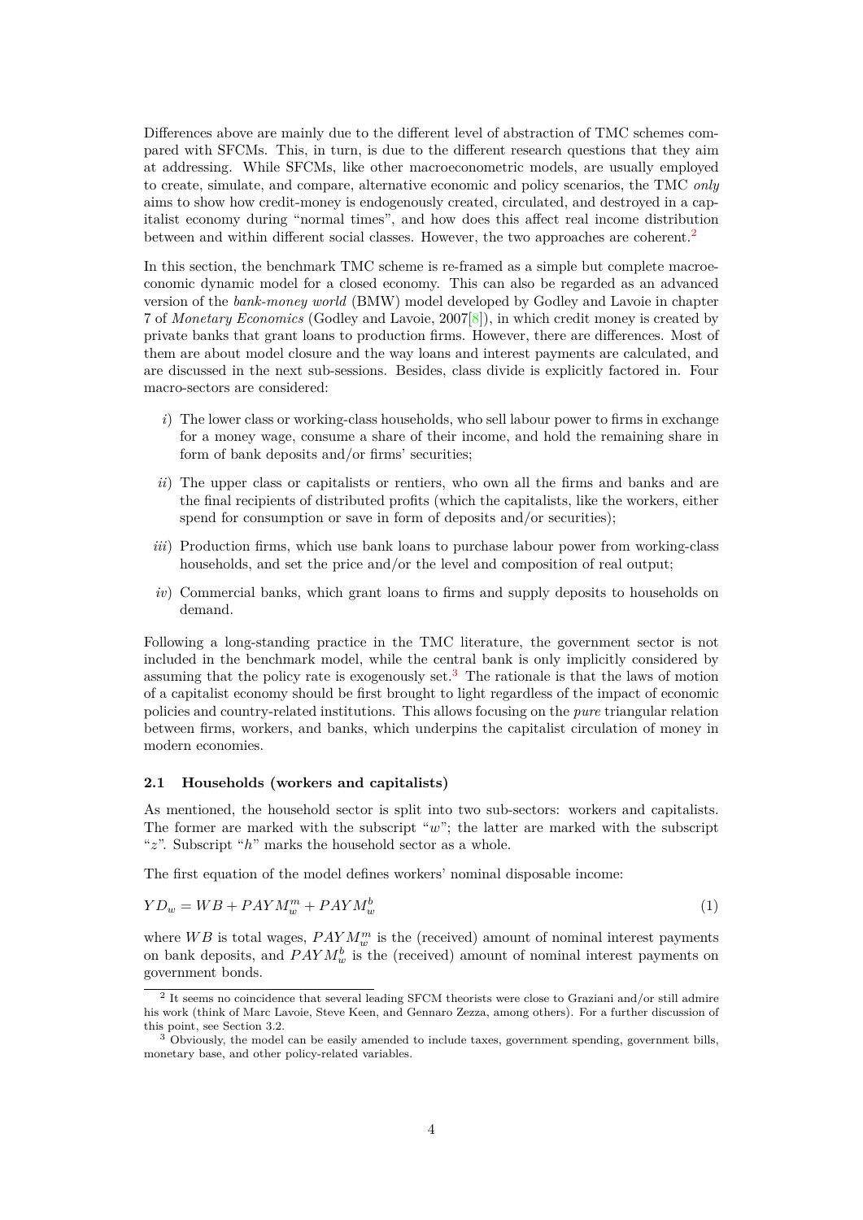Differences above are mainly due to the different level of abstraction of TMC schemes compared with SFCMs. This, in turn, is due to the different research questions that they aim at addressing. While SFCMs, like other macroeconometric models, are usually employed to create, simulate, and compare, alternative economic and policy scenarios, the TMC *only* aims to show how credit-money is endogenously created, circulated, and destroyed in a capitalist economy during "normal times", and how does this affect real income distribution between and within different social classes. However, the two approaches are coherent.[2]

In this section, the benchmark TMC scheme is re-framed as a simple but complete macroeconomic dynamic model for a closed economy. This can also be regarded as an advanced version of the *bank-money world* (BMW) model developed by Godley and Lavoie in chapter 7 of *Monetary Economics* (Godley and Lavoie, 2007[8]), in which credit money is created by private banks that grant loans to production firms. However, there are differences. Most of them are about model closure and the way loans and interest payments are calculated, and are discussed in the next sub-sessions. Besides, class divide is explicitly factored in. Four macro-sectors are considered:

*i*) The lower class or working-class households, who sell labour power to firms in exchange for a money wage, consume a share of their income, and hold the remaining share in form of bank deposits and/or firms' securities;

*ii*) The upper class or capitalists or rentiers, who own all the firms and banks and are the final recipients of distributed profits (which the capitalists, like the workers, either spend for consumption or save in form of deposits and/or securities);

*iii*) Production firms, which use bank loans to purchase labour power from working-class households, and set the price and/or the level and composition of real output;

*iv*) Commercial banks, which grant loans to firms and supply deposits to households on demand.

Following a long-standing practice in the TMC literature, the government sector is not included in the benchmark model, while the central bank is only implicitly considered by assuming that the policy rate is exogenously set.[3] The rationale is that the laws of motion of a capitalist economy should be first brought to light regardless of the impact of economic policies and country-related institutions. This allows focusing on the *pure* triangular relation between firms, workers, and banks, which underpins the capitalist circulation of money in modern economies.

### 2.1 Households (workers and capitalists)

As mentioned, the household sector is split into two sub-sectors: workers and capitalists. The former are marked with the subscript "$w$"; the latter are marked with the subscript "$z$". Subscript "$h$" marks the household sector as a whole.

The first equation of the model defines workers' nominal disposable income:

$$YD_w = WB + PAYM_w^m + PAYM_w^b \tag{1}$$

where $WB$ is total wages, $PAYM_w^m$ is the (received) amount of nominal interest payments on bank deposits, and $PAYM_w^b$ is the (received) amount of nominal interest payments on government bonds.

[2] It seems no coincidence that several leading SFCM theorists were close to Graziani and/or still admire his work (think of Marc Lavoie, Steve Keen, and Gennaro Zezza, among others). For a further discussion of this point, see Section 3.2.

[3] Obviously, the model can be easily amended to include taxes, government spending, government bills, monetary base, and other policy-related variables.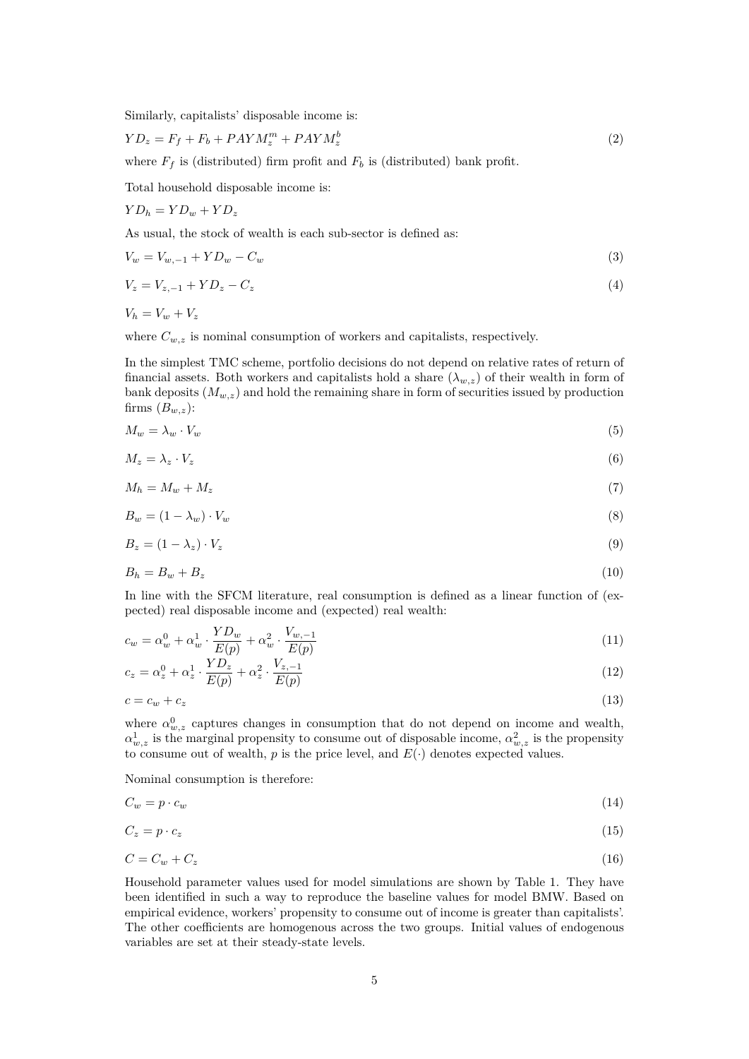Similarly, capitalists' disposable income is:

$$YD_z = F_f + F_b + PAYM_z^m + PAYM_z^b \tag{2}$$

where $F_f$ is (distributed) firm profit and $F_b$ is (distributed) bank profit.

Total household disposable income is:

$$YD_h = YD_w + YD_z$$

As usual, the stock of wealth is each sub-sector is defined as:

$$V_w = V_{w,-1} + YD_w - C_w \tag{3}$$

$$V_z = V_{z,-1} + YD_z - C_z \tag{4}$$

$$V_h = V_w + V_z$$

where $C_{w,z}$ is nominal consumption of workers and capitalists, respectively.

In the simplest TMC scheme, portfolio decisions do not depend on relative rates of return of financial assets. Both workers and capitalists hold a share ($\lambda_{w,z}$) of their wealth in form of bank deposits ($M_{w,z}$) and hold the remaining share in form of securities issued by production firms ($B_{w,z}$):

$$M_w = \lambda_w \cdot V_w \tag{5}$$

$$M_z = \lambda_z \cdot V_z \tag{6}$$

$$M_h = M_w + M_z \tag{7}$$

$$B_w = (1 - \lambda_w) \cdot V_w \tag{8}$$

$$B_z = (1 - \lambda_z) \cdot V_z \tag{9}$$

$$B_h = B_w + B_z \tag{10}$$

In line with the SFCM literature, real consumption is defined as a linear function of (expected) real disposable income and (expected) real wealth:

$$c_w = \alpha_w^0 + \alpha_w^1 \cdot \frac{YD_w}{E(p)} + \alpha_w^2 \cdot \frac{V_{w,-1}}{E(p)} \tag{11}$$

$$c_z = \alpha_z^0 + \alpha_z^1 \cdot \frac{YD_z}{E(p)} + \alpha_z^2 \cdot \frac{V_{z,-1}}{E(p)} \tag{12}$$

$$c = c_w + c_z \tag{13}$$

where $\alpha_{w,z}^0$ captures changes in consumption that do not depend on income and wealth, $\alpha_{w,z}^1$ is the marginal propensity to consume out of disposable income, $\alpha_{w,z}^2$ is the propensity to consume out of wealth, $p$ is the price level, and $E(\cdot)$ denotes expected values.

Nominal consumption is therefore:

$$C_w = p \cdot c_w \tag{14}$$

$$C_z = p \cdot c_z \tag{15}$$

$$C = C_w + C_z \tag{16}$$

Household parameter values used for model simulations are shown by Table 1. They have been identified in such a way to reproduce the baseline values for model BMW. Based on empirical evidence, workers' propensity to consume out of income is greater than capitalists'. The other coefficients are homogenous across the two groups. Initial values of endogenous variables are set at their steady-state levels.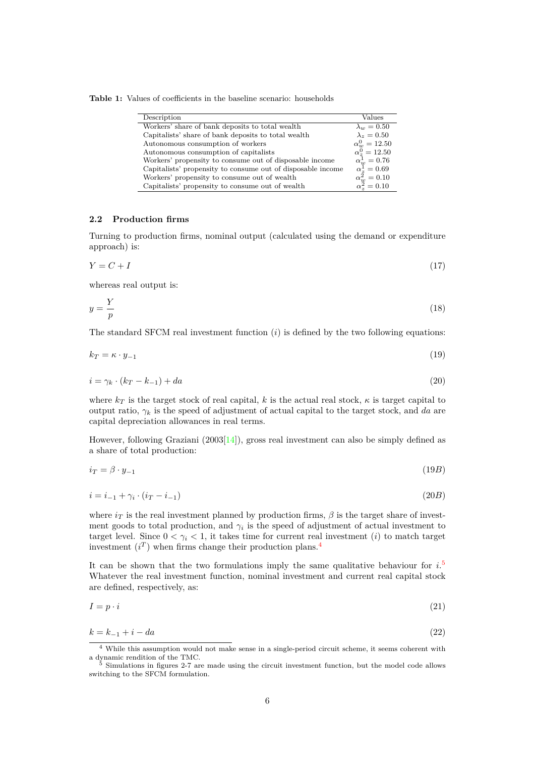**Table 1:** Values of coefficients in the baseline scenario: households

| Description | Values |
|---|---|
| Workers' share of bank deposits to total wealth | $\lambda_w = 0.50$ |
| Capitalists' share of bank deposits to total wealth | $\lambda_z = 0.50$ |
| Autonomous consumption of workers | $\alpha_w^0 = 12.50$ |
| Autonomous consumption of capitalists | $\alpha_z^0 = 12.50$ |
| Workers' propensity to consume out of disposable income | $\alpha_w^1 = 0.76$ |
| Capitalists' propensity to consume out of disposable income | $\alpha_z^1 = 0.69$ |
| Workers' propensity to consume out of wealth | $\alpha_w^2 = 0.10$ |
| Capitalists' propensity to consume out of wealth | $\alpha_z^2 = 0.10$ |

### 2.2 Production firms

Turning to production firms, nominal output (calculated using the demand or expenditure approach) is:

$$Y = C + I \tag{17}$$

whereas real output is:

$$y = \frac{Y}{p} \tag{18}$$

The standard SFCM real investment function ($i$) is defined by the two following equations:

$$k_T = \kappa \cdot y_{-1} \tag{19}$$

$$i = \gamma_k \cdot (k_T - k_{-1}) + da \tag{20}$$

where $k_T$ is the target stock of real capital, $k$ is the actual real stock, $\kappa$ is target capital to output ratio, $\gamma_k$ is the speed of adjustment of actual capital to the target stock, and $da$ are capital depreciation allowances in real terms.

However, following Graziani (2003[14]), gross real investment can also be simply defined as a share of total production:

$$i_T = \beta \cdot y_{-1} \tag{19B}$$

$$i = i_{-1} + \gamma_i \cdot (i_T - i_{-1}) \tag{20B}$$

where $i_T$ is the real investment planned by production firms, $\beta$ is the target share of investment goods to total production, and $\gamma_i$ is the speed of adjustment of actual investment to target level. Since $0 < \gamma_i < 1$, it takes time for current real investment ($i$) to match target investment ($i^T$) when firms change their production plans.[4]

It can be shown that the two formulations imply the same qualitative behaviour for $i$.[5] Whatever the real investment function, nominal investment and current real capital stock are defined, respectively, as:

$$I = p \cdot i \tag{21}$$

$$k = k_{-1} + i - da \tag{22}$$

[4] While this assumption would not make sense in a single-period circuit scheme, it seems coherent with a dynamic rendition of the TMC.

[5] Simulations in figures 2-7 are made using the circuit investment function, but the model code allows switching to the SFCM formulation.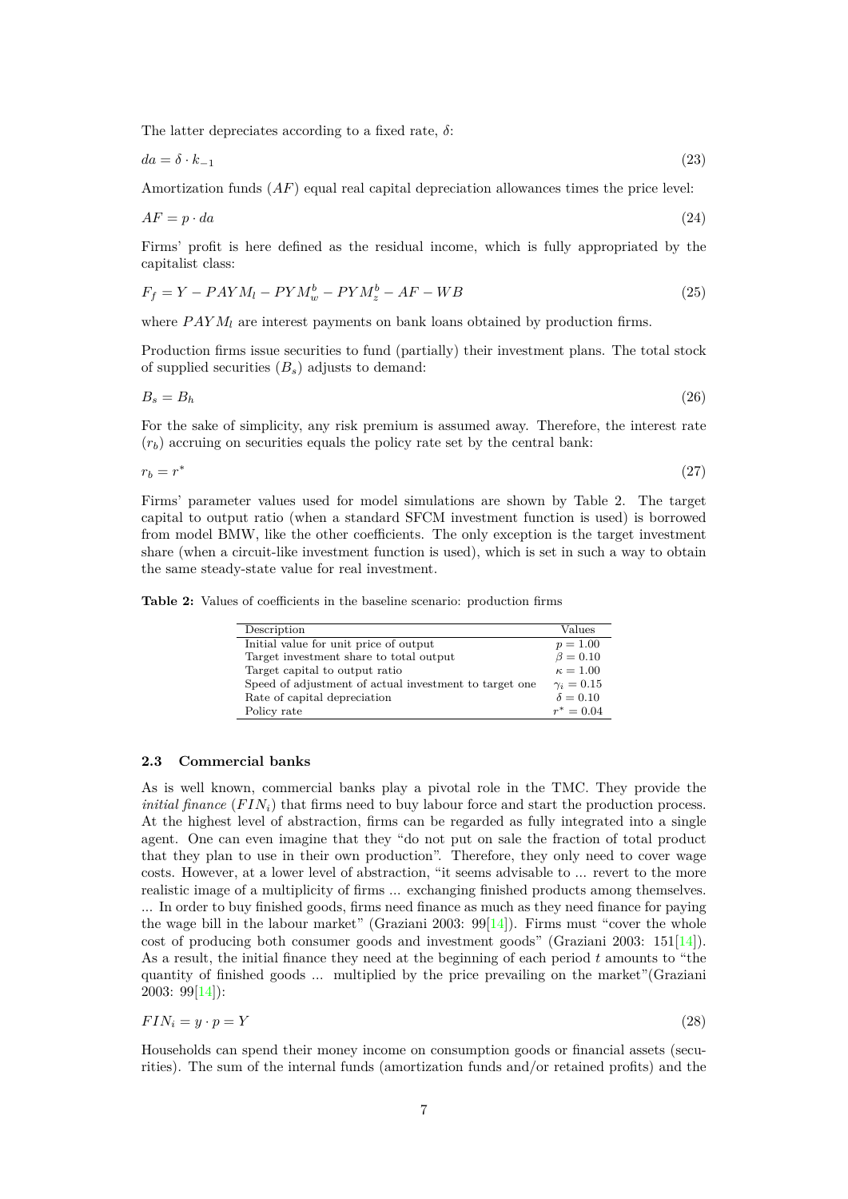The latter depreciates according to a fixed rate, $\delta$:

$$da = \delta \cdot k_{-1} \tag{23}$$

Amortization funds ($AF$) equal real capital depreciation allowances times the price level:

$$AF = p \cdot da \tag{24}$$

Firms' profit is here defined as the residual income, which is fully appropriated by the capitalist class:

$$F_f = Y - PAYM_l - PYM_w^b - PYM_z^b - AF - WB \tag{25}$$

where $PAYM_l$ are interest payments on bank loans obtained by production firms.

Production firms issue securities to fund (partially) their investment plans. The total stock of supplied securities ($B_s$) adjusts to demand:

$$B_s = B_h \tag{26}$$

For the sake of simplicity, any risk premium is assumed away. Therefore, the interest rate ($r_b$) accruing on securities equals the policy rate set by the central bank:

$$r_b = r^* \tag{27}$$

Firms' parameter values used for model simulations are shown by Table 2. The target capital to output ratio (when a standard SFCM investment function is used) is borrowed from model BMW, like the other coefficients. The only exception is the target investment share (when a circuit-like investment function is used), which is set in such a way to obtain the same steady-state value for real investment.

**Table 2:** Values of coefficients in the baseline scenario: production firms

| Description | Values |
|---|---|
| Initial value for unit price of output | $p = 1.00$ |
| Target investment share to total output | $\beta = 0.10$ |
| Target capital to output ratio | $\kappa = 1.00$ |
| Speed of adjustment of actual investment to target one | $\gamma_i = 0.15$ |
| Rate of capital depreciation | $\delta = 0.10$ |
| Policy rate | $r^* = 0.04$ |

### 2.3 Commercial banks

As is well known, commercial banks play a pivotal role in the TMC. They provide the *initial finance* ($FIN_i$) that firms need to buy labour force and start the production process. At the highest level of abstraction, firms can be regarded as fully integrated into a single agent. One can even imagine that they "do not put on sale the fraction of total product that they plan to use in their own production". Therefore, they only need to cover wage costs. However, at a lower level of abstraction, "it seems advisable to ... revert to the more realistic image of a multiplicity of firms ... exchanging finished products among themselves. ... In order to buy finished goods, firms need finance as much as they need finance for paying the wage bill in the labour market" (Graziani 2003: 99[14]). Firms must "cover the whole cost of producing both consumer goods and investment goods" (Graziani 2003: 151[14]). As a result, the initial finance they need at the beginning of each period $t$ amounts to "the quantity of finished goods ... multiplied by the price prevailing on the market"(Graziani 2003: 99[14]):

$$FIN_i = y \cdot p = Y \tag{28}$$

Households can spend their money income on consumption goods or financial assets (securities). The sum of the internal funds (amortization funds and/or retained profits) and the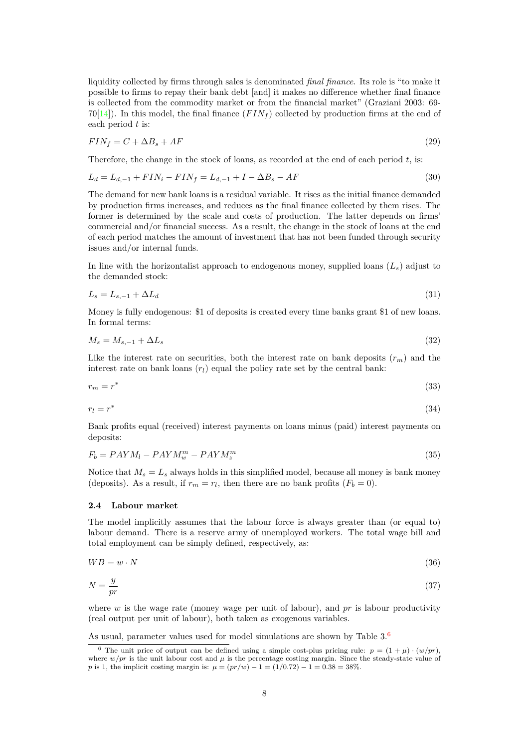liquidity collected by firms through sales is denominated *final finance*. Its role is "to make it possible to firms to repay their bank debt [and] it makes no difference whether final finance is collected from the commodity market or from the financial market" (Graziani 2003: 69-70[14]). In this model, the final finance ($FIN_f$) collected by production firms at the end of each period $t$ is:

$$FIN_f = C + \Delta B_s + AF \tag{29}$$

Therefore, the change in the stock of loans, as recorded at the end of each period $t$, is:

$$L_d = L_{d,-1} + FIN_i - FIN_f = L_{d,-1} + I - \Delta B_s - AF \tag{30}$$

The demand for new bank loans is a residual variable. It rises as the initial finance demanded by production firms increases, and reduces as the final finance collected by them rises. The former is determined by the scale and costs of production. The latter depends on firms' commercial and/or financial success. As a result, the change in the stock of loans at the end of each period matches the amount of investment that has not been funded through security issues and/or internal funds.

In line with the horizontalist approach to endogenous money, supplied loans ($L_s$) adjust to the demanded stock:

$$L_s = L_{s,-1} + \Delta L_d \tag{31}$$

Money is fully endogenous: \$1 of deposits is created every time banks grant \$1 of new loans. In formal terms:

$$M_s = M_{s,-1} + \Delta L_s \tag{32}$$

Like the interest rate on securities, both the interest rate on bank deposits ($r_m$) and the interest rate on bank loans ($r_l$) equal the policy rate set by the central bank:

$$r_m = r^* \tag{33}$$

$$r_l = r^* \tag{34}$$

Bank profits equal (received) interest payments on loans minus (paid) interest payments on deposits:

$$F_b = PAYM_l - PAYM_w^m - PAYM_z^m \tag{35}$$

Notice that $M_s = L_s$ always holds in this simplified model, because all money is bank money (deposits). As a result, if $r_m = r_l$, then there are no bank profits ($F_b = 0$).

### 2.4 Labour market

The model implicitly assumes that the labour force is always greater than (or equal to) labour demand. There is a reserve army of unemployed workers. The total wage bill and total employment can be simply defined, respectively, as:

$$WB = w \cdot N \tag{36}$$

$$N = \frac{y}{pr} \tag{37}$$

where $w$ is the wage rate (money wage per unit of labour), and $pr$ is labour productivity (real output per unit of labour), both taken as exogenous variables.

As usual, parameter values used for model simulations are shown by Table 3.[6]

[6] The unit price of output can be defined using a simple cost-plus pricing rule: $p = (1 + \mu) \cdot (w/pr)$, where $w/pr$ is the unit labour cost and $\mu$ is the percentage costing margin. Since the steady-state value of $p$ is 1, the implicit costing margin is: $\mu = (pr/w) - 1 = (1/0.72) - 1 = 0.38 = 38\%$.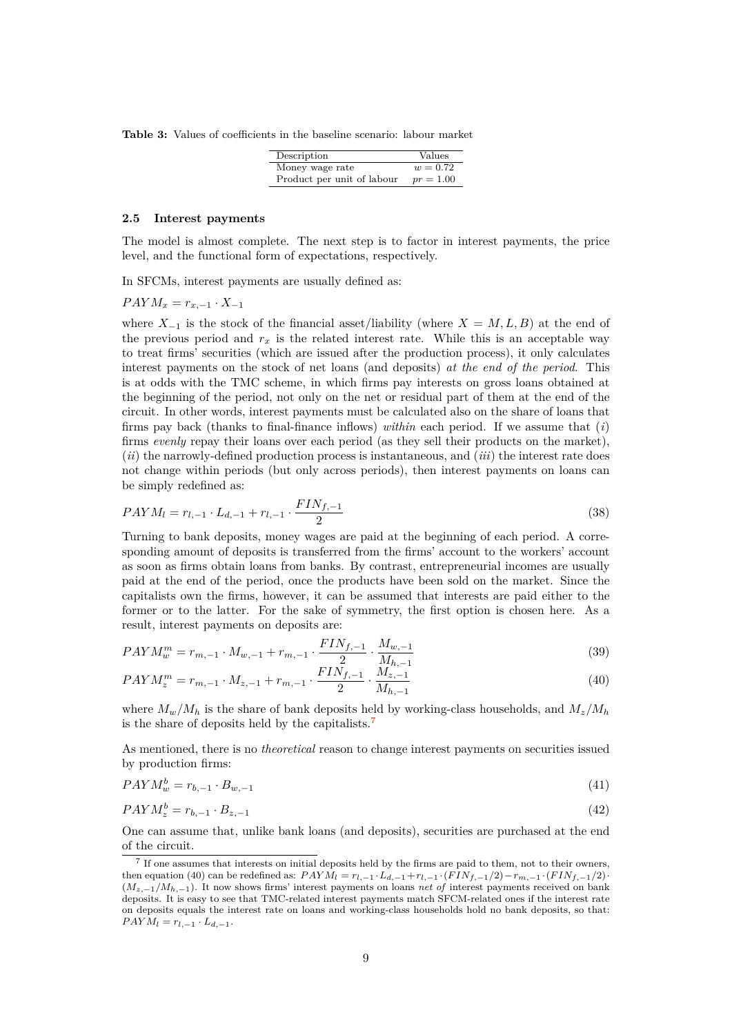**Table 3:** Values of coefficients in the baseline scenario: labour market

| Description | Values |
|---|---|
| Money wage rate | $w = 0.72$ |
| Product per unit of labour | $pr = 1.00$ |

### 2.5 Interest payments

The model is almost complete. The next step is to factor in interest payments, the price level, and the functional form of expectations, respectively.

In SFCMs, interest payments are usually defined as:

$PAYM_x = r_{x,-1} \cdot X_{-1}$

where $X_{-1}$ is the stock of the financial asset/liability (where $X = M, L, B$) at the end of the previous period and $r_x$ is the related interest rate. While this is an acceptable way to treat firms' securities (which are issued after the production process), it only calculates interest payments on the stock of net loans (and deposits) *at the end of the period*. This is at odds with the TMC scheme, in which firms pay interests on gross loans obtained at the beginning of the period, not only on the net or residual part of them at the end of the circuit. In other words, interest payments must be calculated also on the share of loans that firms pay back (thanks to final-finance inflows) *within* each period. If we assume that (*i*) firms *evenly* repay their loans over each period (as they sell their products on the market), (*ii*) the narrowly-defined production process is instantaneous, and (*iii*) the interest rate does not change within periods (but only across periods), then interest payments on loans can be simply redefined as:

$$PAYM_l = r_{l,-1} \cdot L_{d,-1} + r_{l,-1} \cdot \frac{FIN_{f,-1}}{2} \tag{38}$$

Turning to bank deposits, money wages are paid at the beginning of each period. A corresponding amount of deposits is transferred from the firms' account to the workers' account as soon as firms obtain loans from banks. By contrast, entrepreneurial incomes are usually paid at the end of the period, once the products have been sold on the market. Since the capitalists own the firms, however, it can be assumed that interests are paid either to the former or to the latter. For the sake of symmetry, the first option is chosen here. As a result, interest payments on deposits are:

$$PAYM_w^m = r_{m,-1} \cdot M_{w,-1} + r_{m,-1} \cdot \frac{FIN_{f,-1}}{2} \cdot \frac{M_{w,-1}}{M_{h,-1}} \tag{39}$$

$$PAYM_z^m = r_{m,-1} \cdot M_{z,-1} + r_{m,-1} \cdot \frac{FIN_{f,-1}}{2} \cdot \frac{M_{z,-1}}{M_{h,-1}} \tag{40}$$

where $M_w/M_h$ is the share of bank deposits held by working-class households, and $M_z/M_h$ is the share of deposits held by the capitalists.[7]

As mentioned, there is no *theoretical* reason to change interest payments on securities issued by production firms:

$$PAYM_w^b = r_{b,-1} \cdot B_{w,-1} \tag{41}$$

$$PAYM_z^b = r_{b,-1} \cdot B_{z,-1} \tag{42}$$

One can assume that, unlike bank loans (and deposits), securities are purchased at the end of the circuit.

[7] If one assumes that interests on initial deposits held by the firms are paid to them, not to their owners, then equation (40) can be redefined as: $PAYM_l = r_{l,-1} \cdot L_{d,-1} + r_{l,-1} \cdot (FIN_{f,-1}/2) - r_{m,-1} \cdot (FIN_{f,-1}/2) \cdot (M_{z,-1}/M_{h,-1})$. It now shows firms' interest payments on loans *net of* interest payments received on bank deposits. It is easy to see that TMC-related interest payments match SFCM-related ones if the interest rate on deposits equals the interest rate on loans and working-class households hold no bank deposits, so that: $PAYM_l = r_{l,-1} \cdot L_{d,-1}$.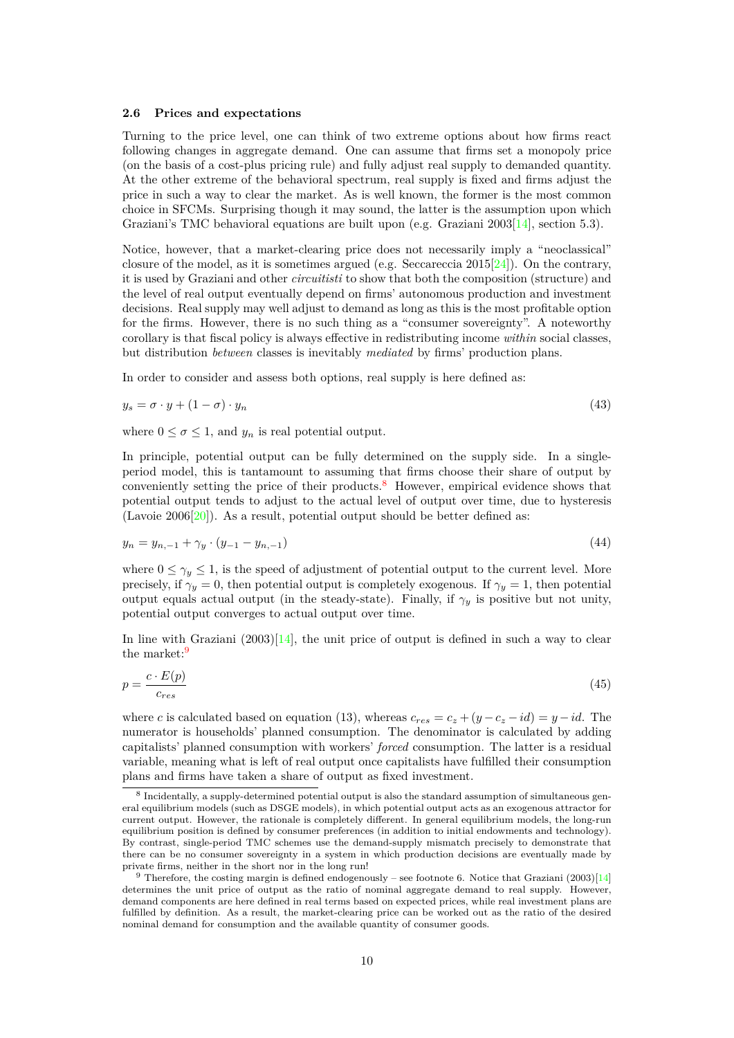### 2.6 Prices and expectations

Turning to the price level, one can think of two extreme options about how firms react following changes in aggregate demand. One can assume that firms set a monopoly price (on the basis of a cost-plus pricing rule) and fully adjust real supply to demanded quantity. At the other extreme of the behavioral spectrum, real supply is fixed and firms adjust the price in such a way to clear the market. As is well known, the former is the most common choice in SFCMs. Surprising though it may sound, the latter is the assumption upon which Graziani's TMC behavioral equations are built upon (e.g. Graziani 2003[14], section 5.3).

Notice, however, that a market-clearing price does not necessarily imply a "neoclassical" closure of the model, as it is sometimes argued (e.g. Seccareccia 2015[24]). On the contrary, it is used by Graziani and other *circuitisti* to show that both the composition (structure) and the level of real output eventually depend on firms' autonomous production and investment decisions. Real supply may well adjust to demand as long as this is the most profitable option for the firms. However, there is no such thing as a "consumer sovereignty". A noteworthy corollary is that fiscal policy is always effective in redistributing income *within* social classes, but distribution *between* classes is inevitably *mediated* by firms' production plans.

In order to consider and assess both options, real supply is here defined as:

$$y_s = \sigma \cdot y + (1 - \sigma) \cdot y_n \tag{43}$$

where $0 \leq \sigma \leq 1$, and $y_n$ is real potential output.

In principle, potential output can be fully determined on the supply side. In a single-period model, this is tantamount to assuming that firms choose their share of output by conveniently setting the price of their products.[8] However, empirical evidence shows that potential output tends to adjust to the actual level of output over time, due to hysteresis (Lavoie 2006[20]). As a result, potential output should be better defined as:

$$y_n = y_{n,-1} + \gamma_y \cdot (y_{-1} - y_{n,-1}) \tag{44}$$

where $0 \leq \gamma_y \leq 1$, is the speed of adjustment of potential output to the current level. More precisely, if $\gamma_y = 0$, then potential output is completely exogenous. If $\gamma_y = 1$, then potential output equals actual output (in the steady-state). Finally, if $\gamma_y$ is positive but not unity, potential output converges to actual output over time.

In line with Graziani (2003)[14], the unit price of output is defined in such a way to clear the market:[9]

$$p = \frac{c \cdot E(p)}{c_{res}} \tag{45}$$

where $c$ is calculated based on equation (13), whereas $c_{res} = c_z + (y - c_z - id) = y - id$. The numerator is households' planned consumption. The denominator is calculated by adding capitalists' planned consumption with workers' *forced* consumption. The latter is a residual variable, meaning what is left of real output once capitalists have fulfilled their consumption plans and firms have taken a share of output as fixed investment.

[8] Incidentally, a supply-determined potential output is also the standard assumption of simultaneous general equilibrium models (such as DSGE models), in which potential output acts as an exogenous attractor for current output. However, the rationale is completely different. In general equilibrium models, the long-run equilibrium position is defined by consumer preferences (in addition to initial endowments and technology). By contrast, single-period TMC schemes use the demand-supply mismatch precisely to demonstrate that there can be no consumer sovereignty in a system in which production decisions are eventually made by private firms, neither in the short nor in the long run!

[9] Therefore, the costing margin is defined endogenously – see footnote 6. Notice that Graziani (2003)[14] determines the unit price of output as the ratio of nominal aggregate demand to real supply. However, demand components are here defined in real terms based on expected prices, while real investment plans are fulfilled by definition. As a result, the market-clearing price can be worked out as the ratio of the desired nominal demand for consumption and the available quantity of consumer goods.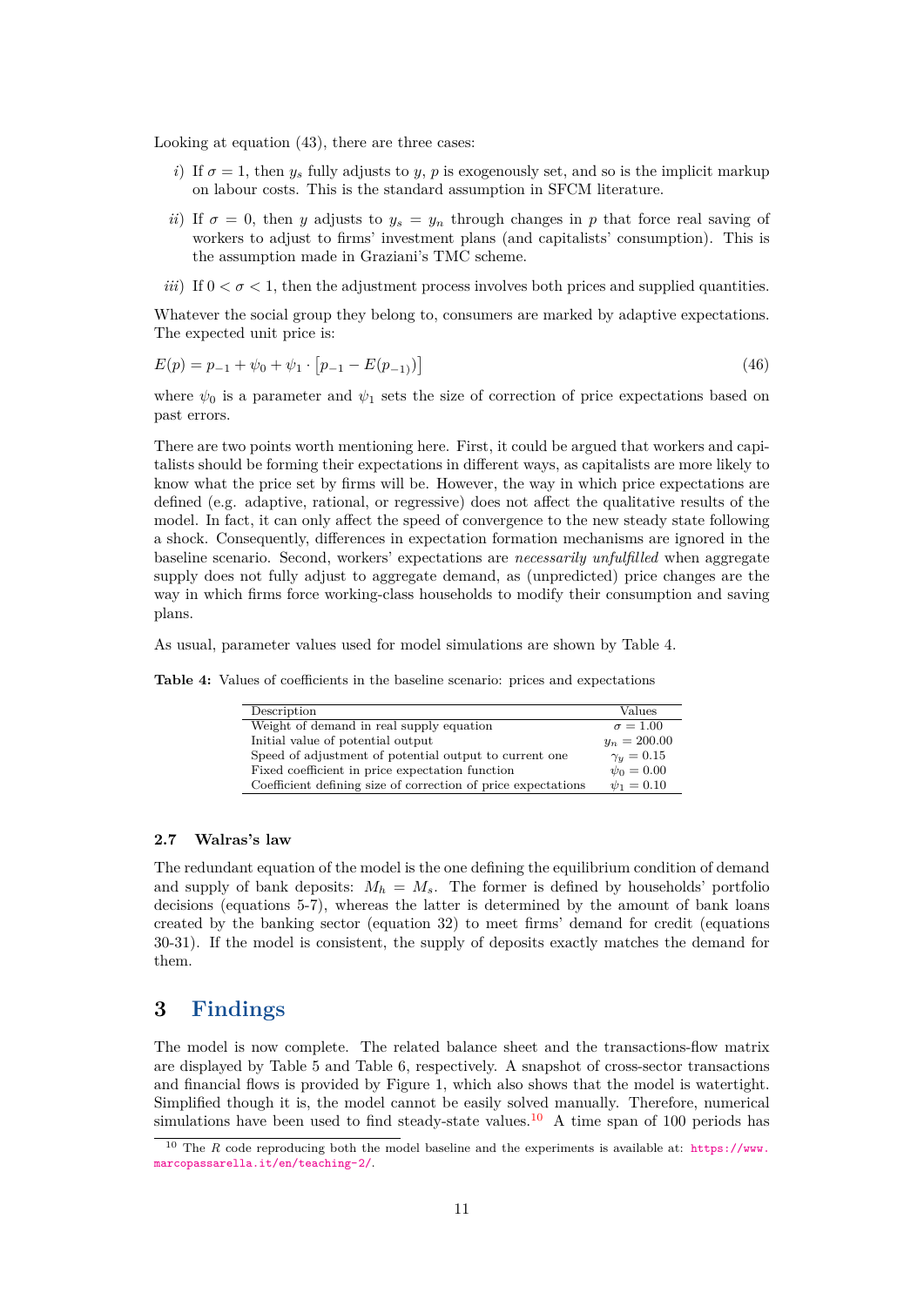Looking at equation (43), there are three cases:

*i)* If $\sigma = 1$, then $y_s$ fully adjusts to $y$, $p$ is exogenously set, and so is the implicit markup on labour costs. This is the standard assumption in SFCM literature.

*ii)* If $\sigma = 0$, then $y$ adjusts to $y_s = y_n$ through changes in $p$ that force real saving of workers to adjust to firms' investment plans (and capitalists' consumption). This is the assumption made in Graziani's TMC scheme.

*iii)* If $0 < \sigma < 1$, then the adjustment process involves both prices and supplied quantities.

Whatever the social group they belong to, consumers are marked by adaptive expectations. The expected unit price is:

$$E(p) = p_{-1} + \psi_0 + \psi_1 \cdot \left[ p_{-1} - E(p_{-1}) \right] \tag{46}$$

where $\psi_0$ is a parameter and $\psi_1$ sets the size of correction of price expectations based on past errors.

There are two points worth mentioning here. First, it could be argued that workers and capitalists should be forming their expectations in different ways, as capitalists are more likely to know what the price set by firms will be. However, the way in which price expectations are defined (e.g. adaptive, rational, or regressive) does not affect the qualitative results of the model. In fact, it can only affect the speed of convergence to the new steady state following a shock. Consequently, differences in expectation formation mechanisms are ignored in the baseline scenario. Second, workers' expectations are *necessarily unfulfilled* when aggregate supply does not fully adjust to aggregate demand, as (unpredicted) price changes are the way in which firms force working-class households to modify their consumption and saving plans.

As usual, parameter values used for model simulations are shown by Table 4.

**Table 4:** Values of coefficients in the baseline scenario: prices and expectations

| Description | Values |
|---|---|
| Weight of demand in real supply equation | $\sigma = 1.00$ |
| Initial value of potential output | $y_n = 200.00$ |
| Speed of adjustment of potential output to current one | $\gamma_y = 0.15$ |
| Fixed coefficient in price expectation function | $\psi_0 = 0.00$ |
| Coefficient defining size of correction of price expectations | $\psi_1 = 0.10$ |

### 2.7 Walras's law

The redundant equation of the model is the one defining the equilibrium condition of demand and supply of bank deposits: $M_h = M_s$. The former is defined by households' portfolio decisions (equations 5-7), whereas the latter is determined by the amount of bank loans created by the banking sector (equation 32) to meet firms' demand for credit (equations 30-31). If the model is consistent, the supply of deposits exactly matches the demand for them.

## 3 Findings

The model is now complete. The related balance sheet and the transactions-flow matrix are displayed by Table 5 and Table 6, respectively. A snapshot of cross-sector transactions and financial flows is provided by Figure 1, which also shows that the model is watertight. Simplified though it is, the model cannot be easily solved manually. Therefore, numerical simulations have been used to find steady-state values.[10] A time span of 100 periods has

[10] The *R* code reproducing both the model baseline and the experiments is available at: https://www.marcopassarella.it/en/teaching-2/.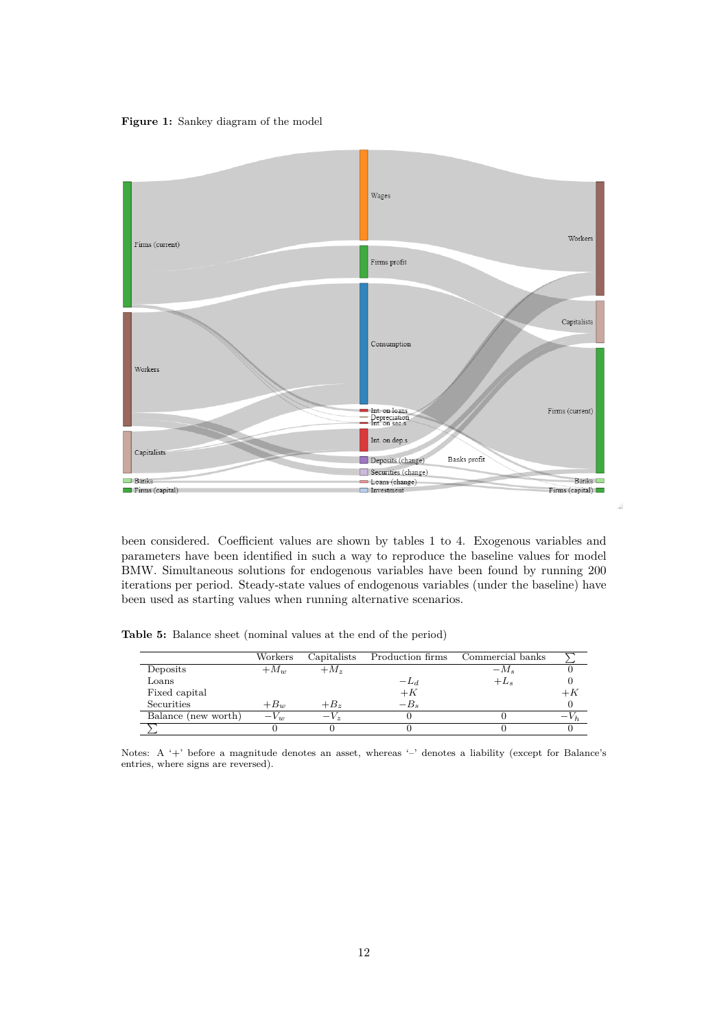**Figure 1:** Sankey diagram of the model

been considered. Coefficient values are shown by tables 1 to 4. Exogenous variables and parameters have been identified in such a way to reproduce the baseline values for model BMW. Simultaneous solutions for endogenous variables have been found by running 200 iterations per period. Steady-state values of endogenous variables (under the baseline) have been used as starting values when running alternative scenarios.

**Table 5:** Balance sheet (nominal values at the end of the period)

| | Workers | Capitalists | Production firms | Commercial banks | $\sum$ |
|---|---|---|---|---|---|
| Deposits | $+M_w$ | $+M_z$ | | $-M_s$ | 0 |
| Loans | | | $-L_d$ | $+L_s$ | 0 |
| Fixed capital | | | $+K$ | | $+K$ |
| Securities | $+B_w$ | $+B_z$ | $-B_s$ | | 0 |
| Balance (new worth) | $-V_w$ | $-V_z$ | 0 | 0 | $-V_h$ |
| $\sum$ | 0 | 0 | 0 | 0 | 0 |

Notes: A '+' before a magnitude denotes an asset, whereas '–' denotes a liability (except for Balance's entries, where signs are reversed).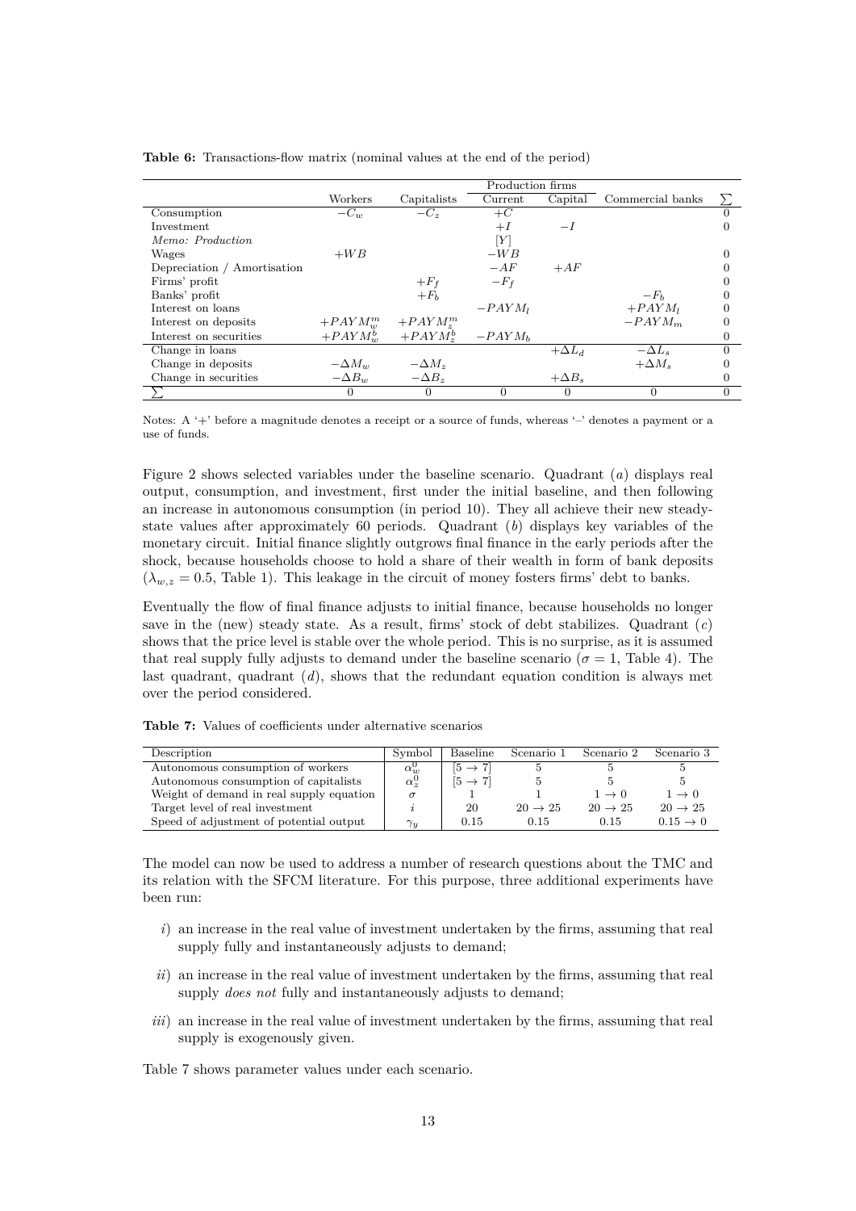**Table 6:** Transactions-flow matrix (nominal values at the end of the period)

| | Workers | Capitalists | Production firms | | Commercial banks | $\sum$ |
|---|---|---|---|---|---|---|
| | | | Current | Capital | | |
| Consumption | $-C_w$ | $-C_z$ | $+C$ | | | 0 |
| Investment | | | $+I$ | $-I$ | | 0 |
| *Memo: Production* | | | $[Y]$ | | | |
| Wages | $+WB$ | | $-WB$ | | | 0 |
| Depreciation / Amortisation | | | $-AF$ | $+AF$ | | 0 |
| Firms' profit | | $+F_f$ | $-F_f$ | | | 0 |
| Banks' profit | | $+F_b$ | | | $-F_b$ | 0 |
| Interest on loans | | | $-PAYM_l$ | | $+PAYM_l$ | 0 |
| Interest on deposits | $+PAYM_w^m$ | $+PAYM_z^m$ | | | $-PAYM_m$ | 0 |
| Interest on securities | $+PAYM_w^b$ | $+PAYM_z^b$ | $-PAYM_b$ | | | 0 |
| Change in loans | | | | $+\Delta L_d$ | $-\Delta L_s$ | 0 |
| Change in deposits | $-\Delta M_w$ | $-\Delta M_z$ | | | $+\Delta M_s$ | 0 |
| Change in securities | $-\Delta B_w$ | $-\Delta B_z$ | | $+\Delta B_s$ | | 0 |
| $\sum$ | 0 | 0 | 0 | 0 | 0 | 0 |

Notes: A '+' before a magnitude denotes a receipt or a source of funds, whereas '–' denotes a payment or a use of funds.

Figure 2 shows selected variables under the baseline scenario. Quadrant ($a$) displays real output, consumption, and investment, first under the initial baseline, and then following an increase in autonomous consumption (in period 10). They all achieve their new steady-state values after approximately 60 periods. Quadrant ($b$) displays key variables of the monetary circuit. Initial finance slightly outgrows final finance in the early periods after the shock, because households choose to hold a share of their wealth in form of bank deposits ($\lambda_{w,z} = 0.5$, Table 1). This leakage in the circuit of money fosters firms' debt to banks.

Eventually the flow of final finance adjusts to initial finance, because households no longer save in the (new) steady state. As a result, firms' stock of debt stabilizes. Quadrant ($c$) shows that the price level is stable over the whole period. This is no surprise, as it is assumed that real supply fully adjusts to demand under the baseline scenario ($\sigma = 1$, Table 4). The last quadrant, quadrant ($d$), shows that the redundant equation condition is always met over the period considered.

**Table 7:** Values of coefficients under alternative scenarios

| Description | Symbol | Baseline | Scenario 1 | Scenario 2 | Scenario 3 |
|---|---|---|---|---|---|
| Autonomous consumption of workers | $\alpha_w^0$ | $[5 \rightarrow 7]$ | 5 | 5 | 5 |
| Autonomous consumption of capitalists | $\alpha_z^0$ | $[5 \rightarrow 7]$ | 5 | 5 | 5 |
| Weight of demand in real supply equation | $\sigma$ | 1 | 1 | $1 \rightarrow 0$ | $1 \rightarrow 0$ |
| Target level of real investment | $i$ | 20 | $20 \rightarrow 25$ | $20 \rightarrow 25$ | $20 \rightarrow 25$ |
| Speed of adjustment of potential output | $\gamma_y$ | 0.15 | 0.15 | 0.15 | $0.15 \rightarrow 0$ |

The model can now be used to address a number of research questions about the TMC and its relation with the SFCM literature. For this purpose, three additional experiments have been run:

- $i$) an increase in the real value of investment undertaken by the firms, assuming that real supply fully and instantaneously adjusts to demand;
- $ii$) an increase in the real value of investment undertaken by the firms, assuming that real supply *does not* fully and instantaneously adjusts to demand;
- $iii$) an increase in the real value of investment undertaken by the firms, assuming that real supply is exogenously given.

Table 7 shows parameter values under each scenario.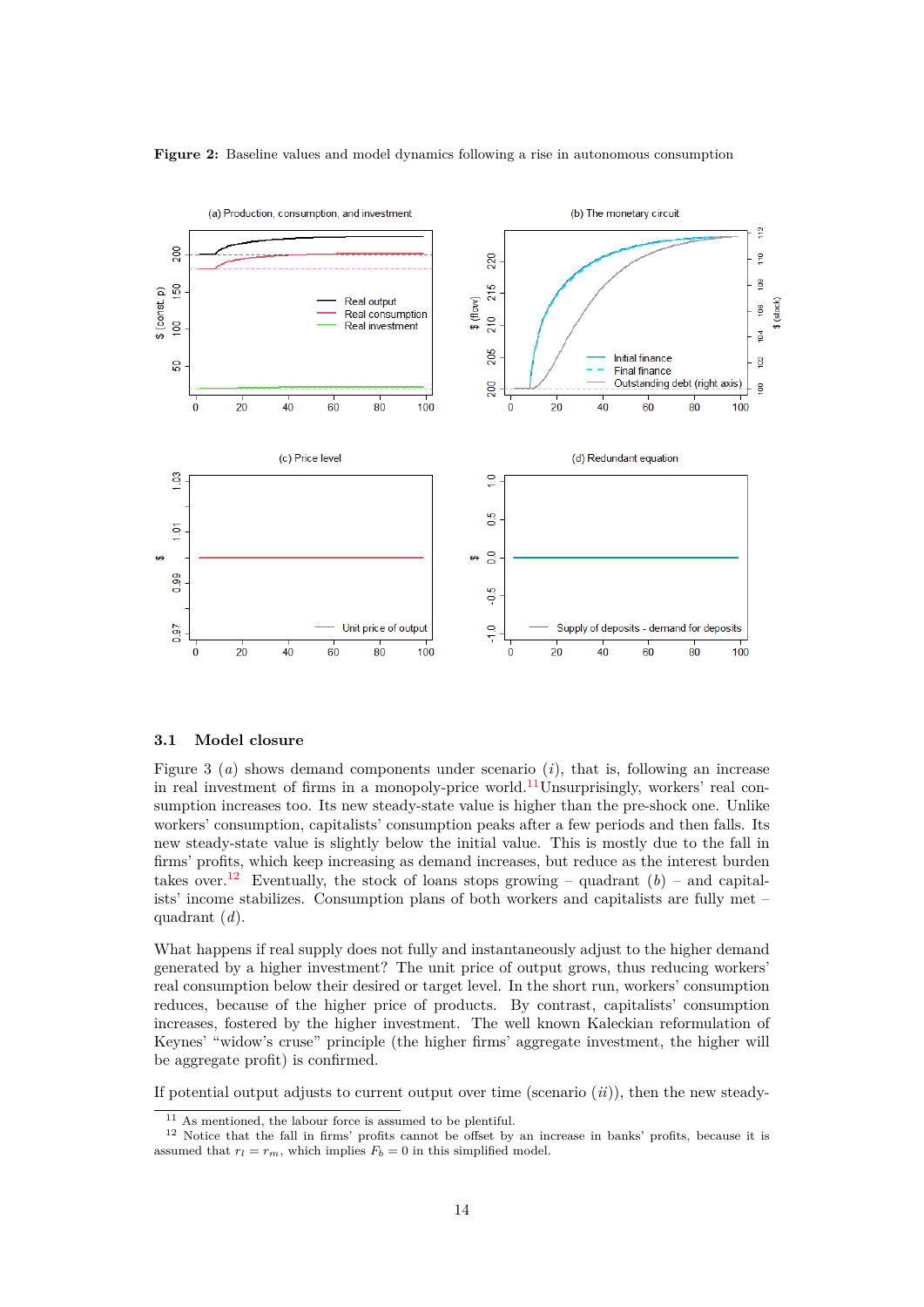**Figure 2:** Baseline values and model dynamics following a rise in autonomous consumption

### 3.1 Model closure

Figure 3 $(a)$ shows demand components under scenario $(i)$, that is, following an increase in real investment of firms in a monopoly-price world.[11] Unsurprisingly, workers' real consumption increases too. Its new steady-state value is higher than the pre-shock one. Unlike workers' consumption, capitalists' consumption peaks after a few periods and then falls. Its new steady-state value is slightly below the initial value. This is mostly due to the fall in firms' profits, which keep increasing as demand increases, but reduce as the interest burden takes over.[12] Eventually, the stock of loans stops growing – quadrant $(b)$ – and capitalists' income stabilizes. Consumption plans of both workers and capitalists are fully met – quadrant $(d)$.

What happens if real supply does not fully and instantaneously adjust to the higher demand generated by a higher investment? The unit price of output grows, thus reducing workers' real consumption below their desired or target level. In the short run, workers' consumption reduces, because of the higher price of products. By contrast, capitalists' consumption increases, fostered by the higher investment. The well known Kaleckian reformulation of Keynes' "widow's cruse" principle (the higher firms' aggregate investment, the higher will be aggregate profit) is confirmed.

If potential output adjusts to current output over time (scenario $(ii)$), then the new steady-

[11] As mentioned, the labour force is assumed to be plentiful.

[12] Notice that the fall in firms' profits cannot be offset by an increase in banks' profits, because it is assumed that $r_l = r_m$, which implies $F_b = 0$ in this simplified model.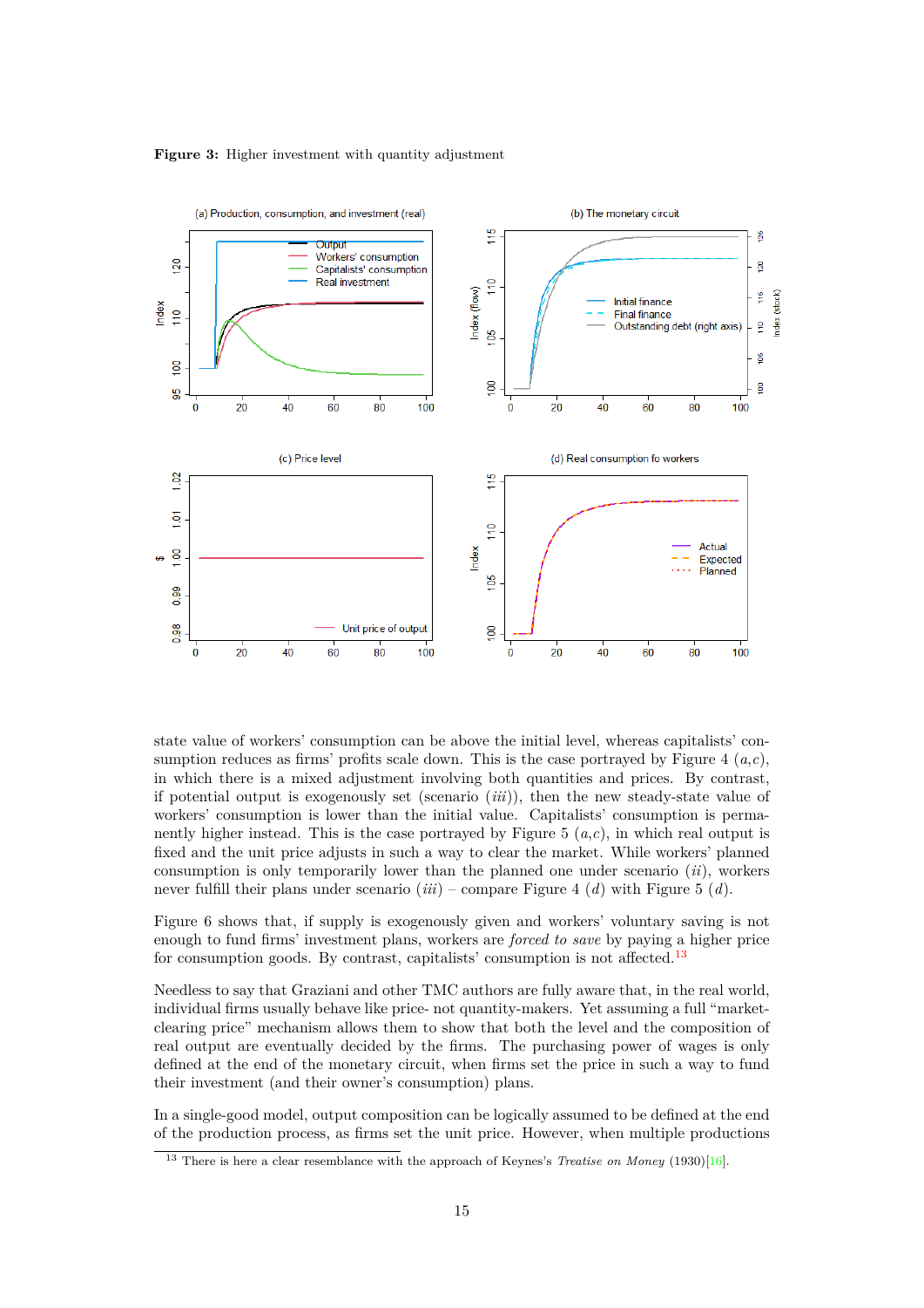**Figure 3:** Higher investment with quantity adjustment

state value of workers' consumption can be above the initial level, whereas capitalists' consumption reduces as firms' profits scale down. This is the case portrayed by Figure 4 ($a$,$c$), in which there is a mixed adjustment involving both quantities and prices. By contrast, if potential output is exogenously set (scenario ($iii$)), then the new steady-state value of workers' consumption is lower than the initial value. Capitalists' consumption is permanently higher instead. This is the case portrayed by Figure 5 ($a$,$c$), in which real output is fixed and the unit price adjusts in such a way to clear the market. While workers' planned consumption is only temporarily lower than the planned one under scenario ($ii$), workers never fulfill their plans under scenario ($iii$) – compare Figure 4 ($d$) with Figure 5 ($d$).

Figure 6 shows that, if supply is exogenously given and workers' voluntary saving is not enough to fund firms' investment plans, workers are *forced to save* by paying a higher price for consumption goods. By contrast, capitalists' consumption is not affected.[13]

Needless to say that Graziani and other TMC authors are fully aware that, in the real world, individual firms usually behave like price- not quantity-makers. Yet assuming a full "market-clearing price" mechanism allows them to show that both the level and the composition of real output are eventually decided by the firms. The purchasing power of wages is only defined at the end of the monetary circuit, when firms set the price in such a way to fund their investment (and their owner's consumption) plans.

In a single-good model, output composition can be logically assumed to be defined at the end of the production process, as firms set the unit price. However, when multiple productions

[13] There is here a clear resemblance with the approach of Keynes's *Treatise on Money* (1930)[16].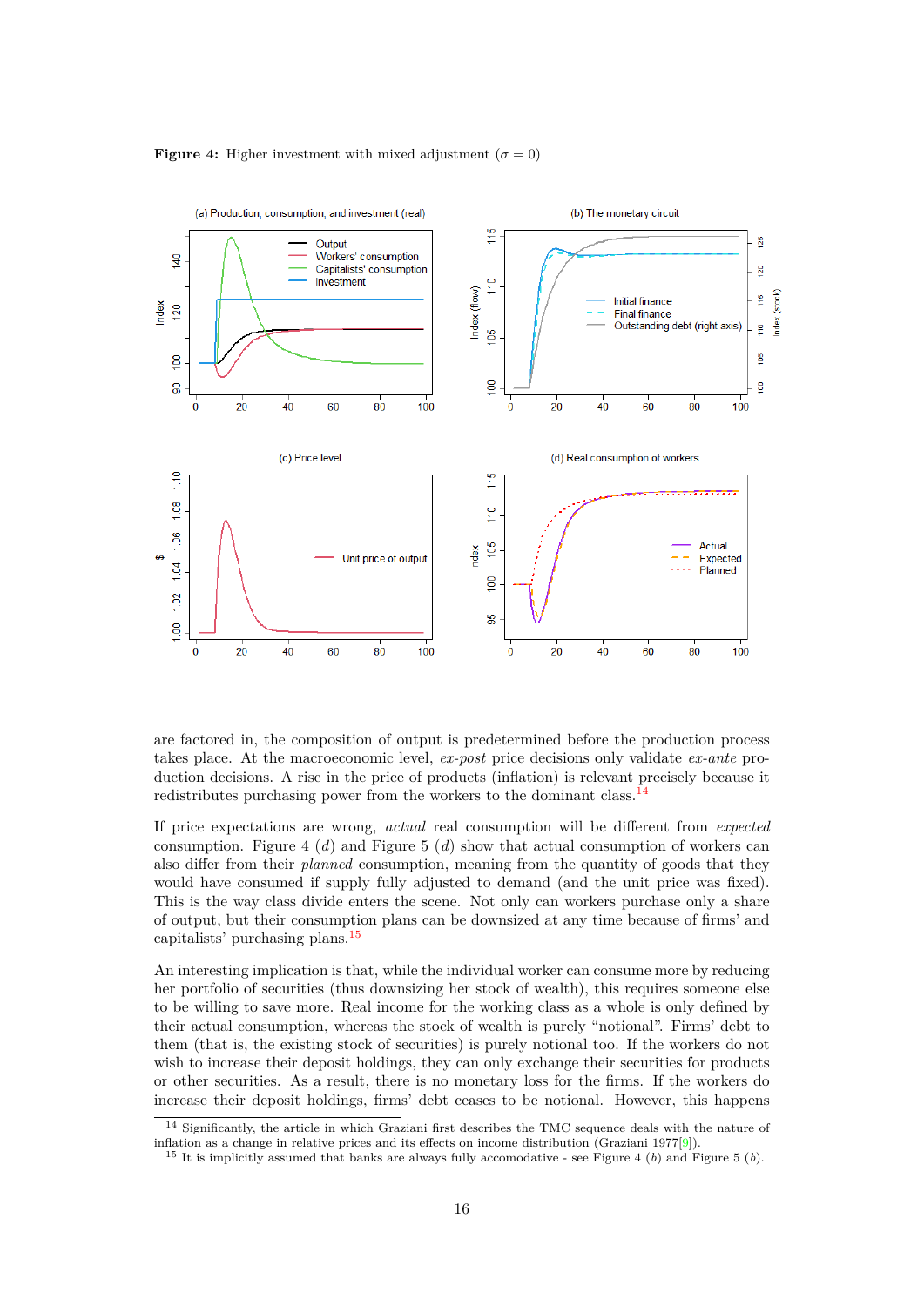**Figure 4:** Higher investment with mixed adjustment ($\sigma = 0$)

are factored in, the composition of output is predetermined before the production process takes place. At the macroeconomic level, *ex-post* price decisions only validate *ex-ante* production decisions. A rise in the price of products (inflation) is relevant precisely because it redistributes purchasing power from the workers to the dominant class.[14]

If price expectations are wrong, *actual* real consumption will be different from *expected* consumption. Figure 4 ($d$) and Figure 5 ($d$) show that actual consumption of workers can also differ from their *planned* consumption, meaning from the quantity of goods that they would have consumed if supply fully adjusted to demand (and the unit price was fixed). This is the way class divide enters the scene. Not only can workers purchase only a share of output, but their consumption plans can be downsized at any time because of firms' and capitalists' purchasing plans.[15]

An interesting implication is that, while the individual worker can consume more by reducing her portfolio of securities (thus downsizing her stock of wealth), this requires someone else to be willing to save more. Real income for the working class as a whole is only defined by their actual consumption, whereas the stock of wealth is purely "notional". Firms' debt to them (that is, the existing stock of securities) is purely notional too. If the workers do not wish to increase their deposit holdings, they can only exchange their securities for products or other securities. As a result, there is no monetary loss for the firms. If the workers do increase their deposit holdings, firms' debt ceases to be notional. However, this happens

[14] Significantly, the article in which Graziani first describes the TMC sequence deals with the nature of inflation as a change in relative prices and its effects on income distribution (Graziani 1977[9]).

[15] It is implicitly assumed that banks are always fully accomodative - see Figure 4 ($b$) and Figure 5 ($b$).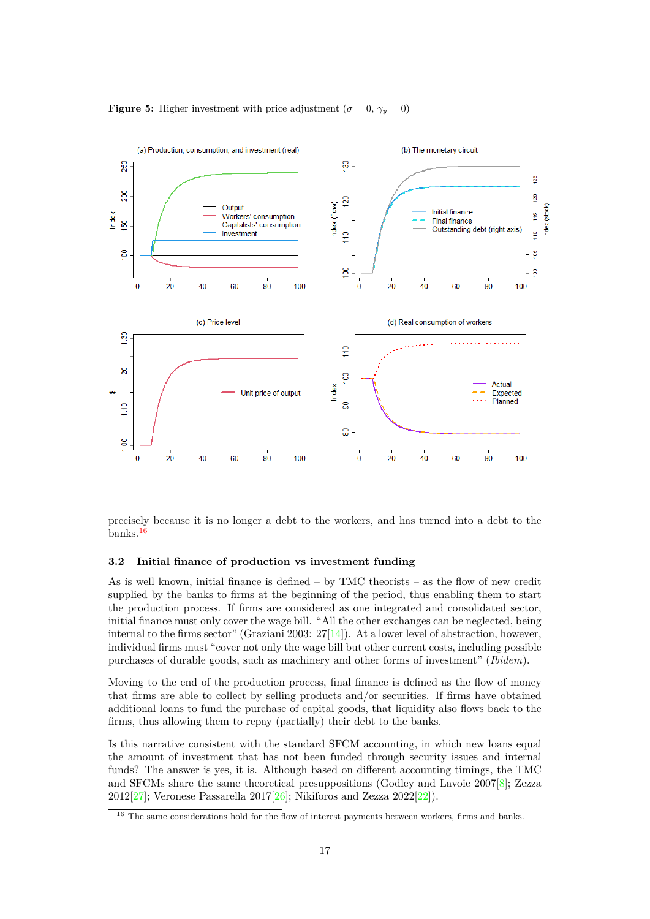**Figure 5:** Higher investment with price adjustment ($\sigma = 0$, $\gamma_y = 0$)

precisely because it is no longer a debt to the workers, and has turned into a debt to the banks.[16]

### 3.2 Initial finance of production vs investment funding

As is well known, initial finance is defined – by TMC theorists – as the flow of new credit supplied by the banks to firms at the beginning of the period, thus enabling them to start the production process. If firms are considered as one integrated and consolidated sector, initial finance must only cover the wage bill. "All the other exchanges can be neglected, being internal to the firms sector" (Graziani 2003: 27[14]). At a lower level of abstraction, however, individual firms must "cover not only the wage bill but other current costs, including possible purchases of durable goods, such as machinery and other forms of investment" (*Ibidem*).

Moving to the end of the production process, final finance is defined as the flow of money that firms are able to collect by selling products and/or securities. If firms have obtained additional loans to fund the purchase of capital goods, that liquidity also flows back to the firms, thus allowing them to repay (partially) their debt to the banks.

Is this narrative consistent with the standard SFCM accounting, in which new loans equal the amount of investment that has not been funded through security issues and internal funds? The answer is yes, it is. Although based on different accounting timings, the TMC and SFCMs share the same theoretical presuppositions (Godley and Lavoie 2007[8]; Zezza 2012[27]; Veronese Passarella 2017[26]; Nikiforos and Zezza 2022[22]).

[16] The same considerations hold for the flow of interest payments between workers, firms and banks.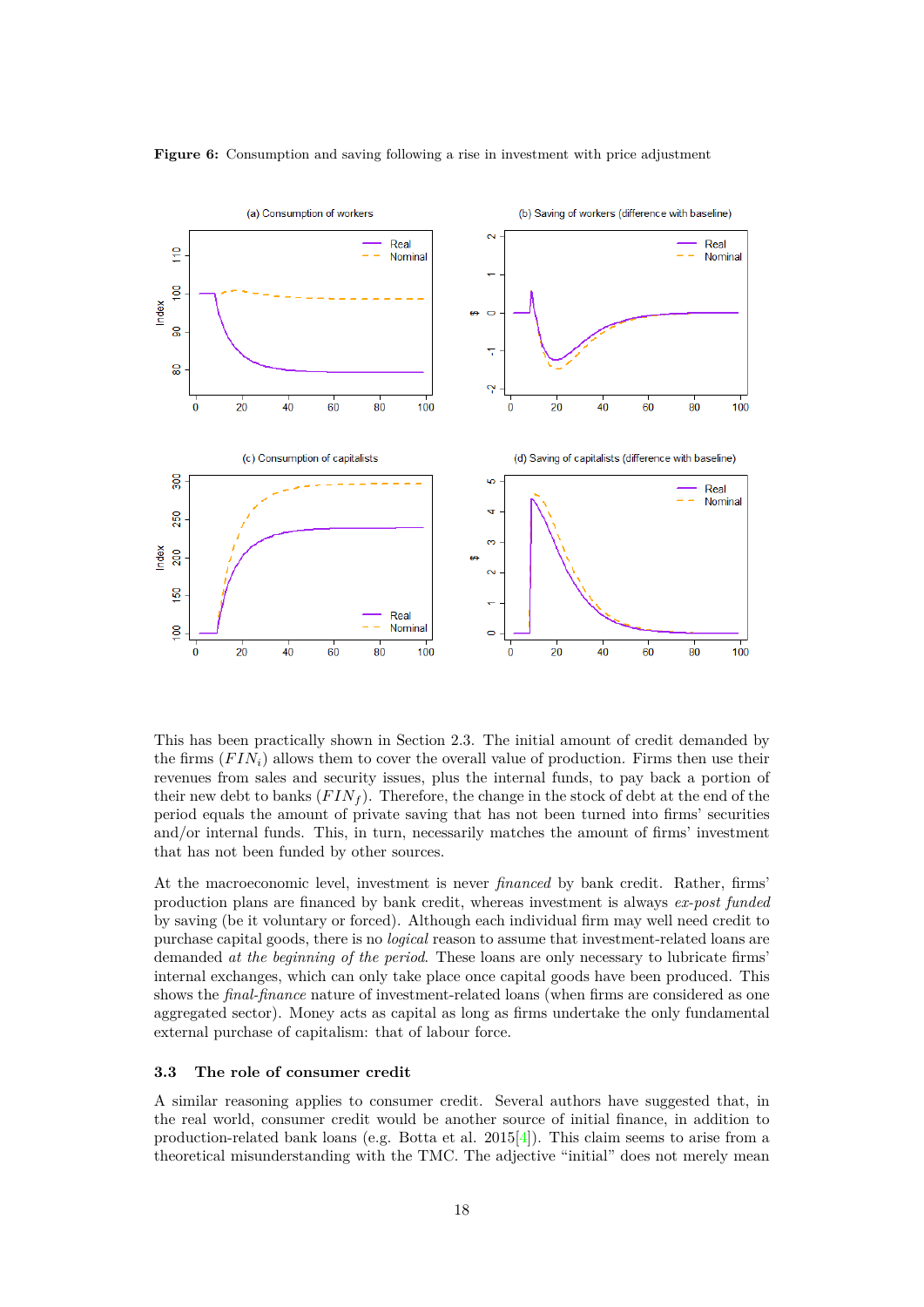**Figure 6:** Consumption and saving following a rise in investment with price adjustment

This has been practically shown in Section 2.3. The initial amount of credit demanded by the firms ($FIN_i$) allows them to cover the overall value of production. Firms then use their revenues from sales and security issues, plus the internal funds, to pay back a portion of their new debt to banks ($FIN_f$). Therefore, the change in the stock of debt at the end of the period equals the amount of private saving that has not been turned into firms' securities and/or internal funds. This, in turn, necessarily matches the amount of firms' investment that has not been funded by other sources.

At the macroeconomic level, investment is never *financed* by bank credit. Rather, firms' production plans are financed by bank credit, whereas investment is always *ex-post funded* by saving (be it voluntary or forced). Although each individual firm may well need credit to purchase capital goods, there is no *logical* reason to assume that investment-related loans are demanded *at the beginning of the period*. These loans are only necessary to lubricate firms' internal exchanges, which can only take place once capital goods have been produced. This shows the *final-finance* nature of investment-related loans (when firms are considered as one aggregated sector). Money acts as capital as long as firms undertake the only fundamental external purchase of capitalism: that of labour force.

### 3.3 The role of consumer credit

A similar reasoning applies to consumer credit. Several authors have suggested that, in the real world, consumer credit would be another source of initial finance, in addition to production-related bank loans (e.g. Botta et al. 2015[4]). This claim seems to arise from a theoretical misunderstanding with the TMC. The adjective "initial" does not merely mean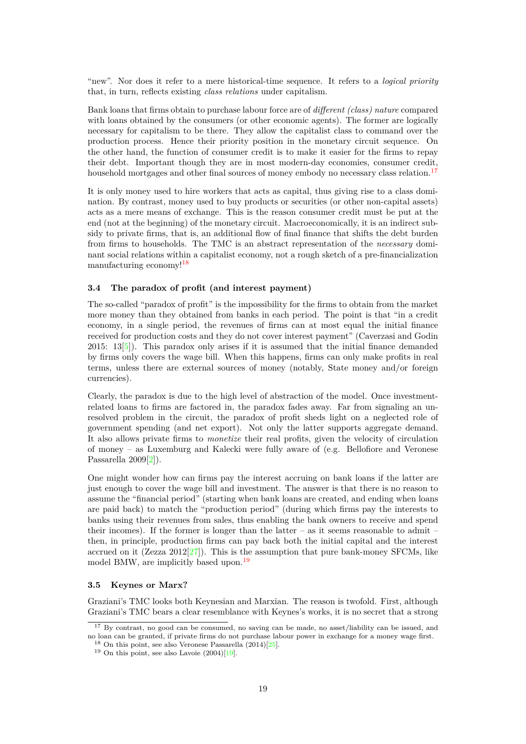"new". Nor does it refer to a mere historical-time sequence. It refers to a *logical priority* that, in turn, reflects existing *class relations* under capitalism.

Bank loans that firms obtain to purchase labour force are of *different (class) nature* compared with loans obtained by the consumers (or other economic agents). The former are logically necessary for capitalism to be there. They allow the capitalist class to command over the production process. Hence their priority position in the monetary circuit sequence. On the other hand, the function of consumer credit is to make it easier for the firms to repay their debt. Important though they are in most modern-day economies, consumer credit, household mortgages and other final sources of money embody no necessary class relation.[17]

It is only money used to hire workers that acts as capital, thus giving rise to a class domination. By contrast, money used to buy products or securities (or other non-capital assets) acts as a mere means of exchange. This is the reason consumer credit must be put at the end (not at the beginning) of the monetary circuit. Macroeconomically, it is an indirect subsidy to private firms, that is, an additional flow of final finance that shifts the debt burden from firms to households. The TMC is an abstract representation of the *necessary* dominant social relations within a capitalist economy, not a rough sketch of a pre-financialization manufacturing economy![18]

### 3.4 The paradox of profit (and interest payment)

The so-called "paradox of profit" is the impossibility for the firms to obtain from the market more money than they obtained from banks in each period. The point is that "in a credit economy, in a single period, the revenues of firms can at most equal the initial finance received for production costs and they do not cover interest payment" (Caverzasi and Godin 2015: 13[5]). This paradox only arises if it is assumed that the initial finance demanded by firms only covers the wage bill. When this happens, firms can only make profits in real terms, unless there are external sources of money (notably, State money and/or foreign currencies).

Clearly, the paradox is due to the high level of abstraction of the model. Once investment-related loans to firms are factored in, the paradox fades away. Far from signaling an unresolved problem in the circuit, the paradox of profit sheds light on a neglected role of government spending (and net export). Not only the latter supports aggregate demand. It also allows private firms to *monetize* their real profits, given the velocity of circulation of money – as Luxemburg and Kalecki were fully aware of (e.g. Bellofiore and Veronese Passarella 2009[2]).

One might wonder how can firms pay the interest accruing on bank loans if the latter are just enough to cover the wage bill and investment. The answer is that there is no reason to assume the "financial period" (starting when bank loans are created, and ending when loans are paid back) to match the "production period" (during which firms pay the interests to banks using their revenues from sales, thus enabling the bank owners to receive and spend their incomes). If the former is longer than the latter – as it seems reasonable to admit – then, in principle, production firms can pay back both the initial capital and the interest accrued on it (Zezza 2012[27]). This is the assumption that pure bank-money SFCMs, like model BMW, are implicitly based upon.[19]

### 3.5 Keynes or Marx?

Graziani's TMC looks both Keynesian and Marxian. The reason is twofold. First, although Graziani's TMC bears a clear resemblance with Keynes's works, it is no secret that a strong

---

[17] By contrast, no good can be consumed, no saving can be made, no asset/liability can be issued, and no loan can be granted, if private firms do not purchase labour power in exchange for a money wage first.

[18] On this point, see also Veronese Passarella (2014)[25].

[19] On this point, see also Lavoie (2004)[19].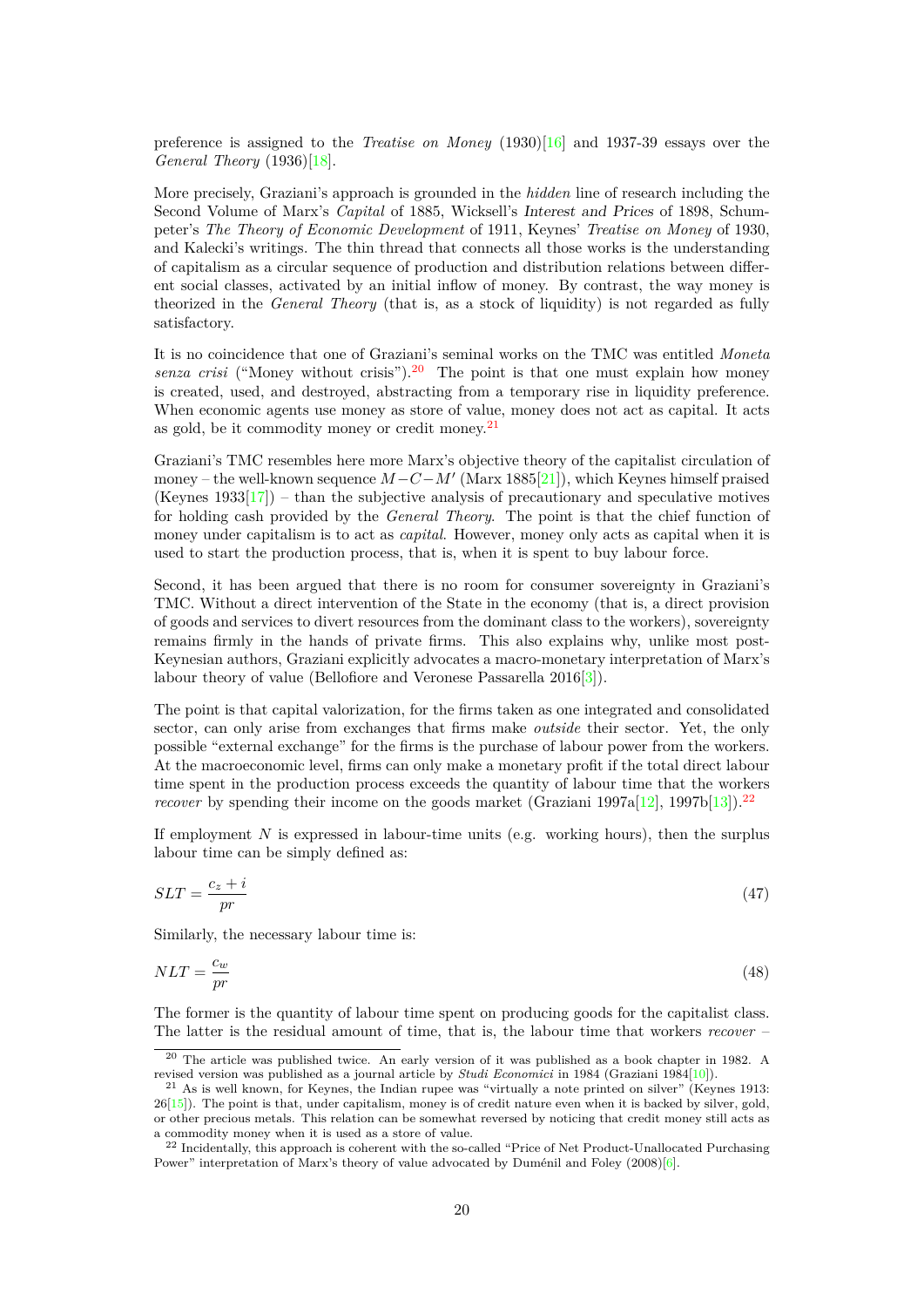preference is assigned to the *Treatise on Money* (1930)[16] and 1937-39 essays over the *General Theory* (1936)[18].

More precisely, Graziani's approach is grounded in the *hidden* line of research including the Second Volume of Marx's *Capital* of 1885, Wicksell's *Interest and Prices* of 1898, Schumpeter's *The Theory of Economic Development* of 1911, Keynes' *Treatise on Money* of 1930, and Kalecki's writings. The thin thread that connects all those works is the understanding of capitalism as a circular sequence of production and distribution relations between different social classes, activated by an initial inflow of money. By contrast, the way money is theorized in the *General Theory* (that is, as a stock of liquidity) is not regarded as fully satisfactory.

It is no coincidence that one of Graziani's seminal works on the TMC was entitled *Moneta senza crisi* ("Money without crisis").[20] The point is that one must explain how money is created, used, and destroyed, abstracting from a temporary rise in liquidity preference. When economic agents use money as store of value, money does not act as capital. It acts as gold, be it commodity money or credit money.[21]

Graziani's TMC resembles here more Marx's objective theory of the capitalist circulation of money – the well-known sequence $M-C-M'$ (Marx 1885[21]), which Keynes himself praised (Keynes 1933[17]) – than the subjective analysis of precautionary and speculative motives for holding cash provided by the *General Theory*. The point is that the chief function of money under capitalism is to act as *capital*. However, money only acts as capital when it is used to start the production process, that is, when it is spent to buy labour force.

Second, it has been argued that there is no room for consumer sovereignty in Graziani's TMC. Without a direct intervention of the State in the economy (that is, a direct provision of goods and services to divert resources from the dominant class to the workers), sovereignty remains firmly in the hands of private firms. This also explains why, unlike most post-Keynesian authors, Graziani explicitly advocates a macro-monetary interpretation of Marx's labour theory of value (Bellofiore and Veronese Passarella 2016[3]).

The point is that capital valorization, for the firms taken as one integrated and consolidated sector, can only arise from exchanges that firms make *outside* their sector. Yet, the only possible "external exchange" for the firms is the purchase of labour power from the workers. At the macroeconomic level, firms can only make a monetary profit if the total direct labour time spent in the production process exceeds the quantity of labour time that the workers *recover* by spending their income on the goods market (Graziani 1997a[12], 1997b[13]).[22]

If employment $N$ is expressed in labour-time units (e.g. working hours), then the surplus labour time can be simply defined as:

$$SLT = \frac{c_z + i}{pr} \tag{47}$$

Similarly, the necessary labour time is:

$$NLT = \frac{c_w}{pr} \tag{48}$$

The former is the quantity of labour time spent on producing goods for the capitalist class. The latter is the residual amount of time, that is, the labour time that workers *recover* –

[20] The article was published twice. An early version of it was published as a book chapter in 1982. A revised version was published as a journal article by *Studi Economici* in 1984 (Graziani 1984[10]).

[21] As is well known, for Keynes, the Indian rupee was "virtually a note printed on silver" (Keynes 1913: 26[15]). The point is that, under capitalism, money is of credit nature even when it is backed by silver, gold, or other precious metals. This relation can be somewhat reversed by noticing that credit money still acts as a commodity money when it is used as a store of value.

[22] Incidentally, this approach is coherent with the so-called "Price of Net Product-Unallocated Purchasing Power" interpretation of Marx's theory of value advocated by Duménil and Foley (2008)[6].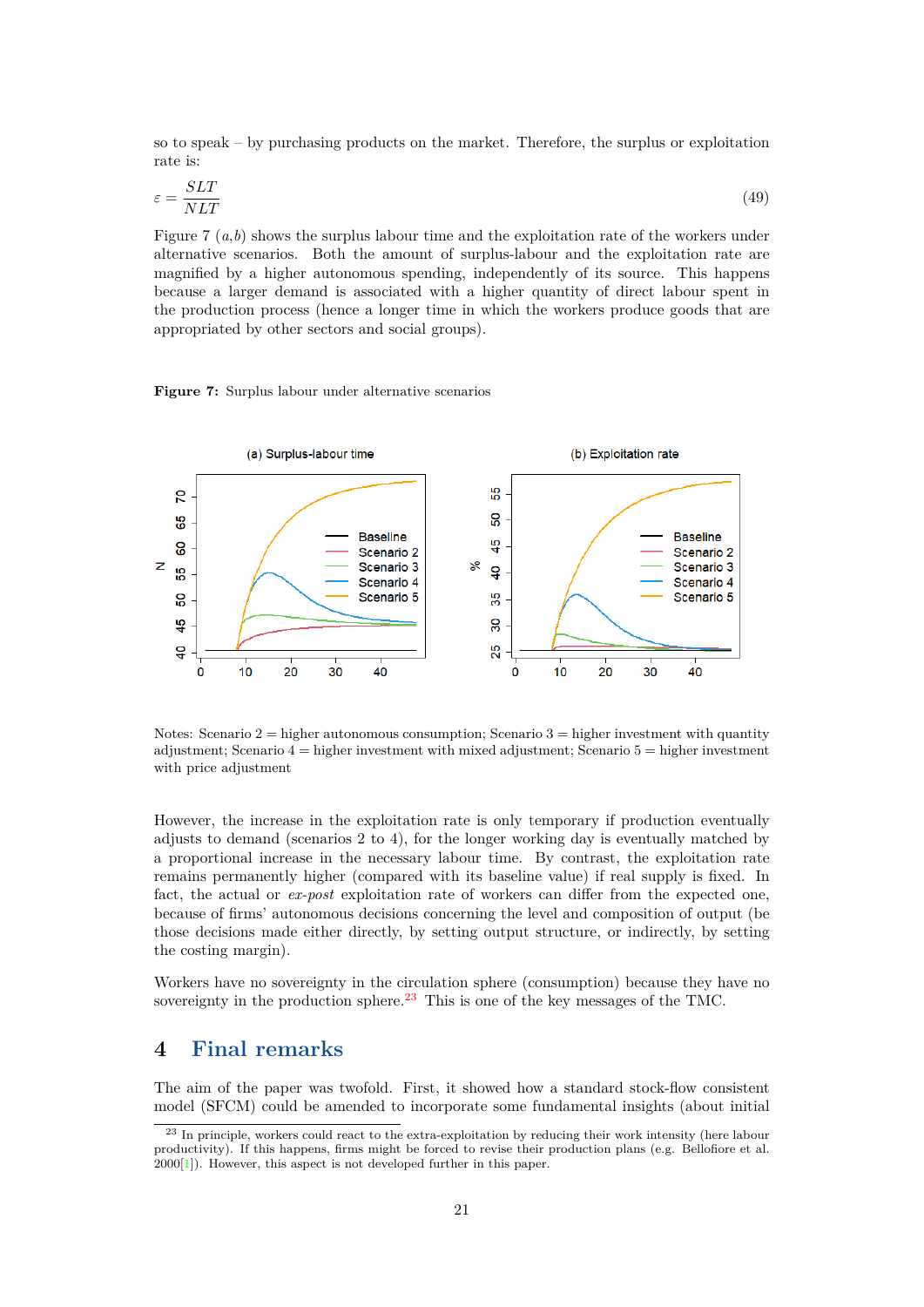so to speak – by purchasing products on the market. Therefore, the surplus or exploitation rate is:

$$\varepsilon = \frac{SLT}{NLT} \tag{49}$$

Figure 7 $(a,b)$ shows the surplus labour time and the exploitation rate of the workers under alternative scenarios. Both the amount of surplus-labour and the exploitation rate are magnified by a higher autonomous spending, independently of its source. This happens because a larger demand is associated with a higher quantity of direct labour spent in the production process (hence a longer time in which the workers produce goods that are appropriated by other sectors and social groups).

**Figure 7:** Surplus labour under alternative scenarios

Notes: Scenario 2 = higher autonomous consumption; Scenario 3 = higher investment with quantity adjustment; Scenario 4 = higher investment with mixed adjustment; Scenario 5 = higher investment with price adjustment

However, the increase in the exploitation rate is only temporary if production eventually adjusts to demand (scenarios 2 to 4), for the longer working day is eventually matched by a proportional increase in the necessary labour time. By contrast, the exploitation rate remains permanently higher (compared with its baseline value) if real supply is fixed. In fact, the actual or *ex-post* exploitation rate of workers can differ from the expected one, because of firms' autonomous decisions concerning the level and composition of output (be those decisions made either directly, by setting output structure, or indirectly, by setting the costing margin).

Workers have no sovereignty in the circulation sphere (consumption) because they have no sovereignty in the production sphere.[23] This is one of the key messages of the TMC.

# 4 Final remarks

The aim of the paper was twofold. First, it showed how a standard stock-flow consistent model (SFCM) could be amended to incorporate some fundamental insights (about initial

[23] In principle, workers could react to the extra-exploitation by reducing their work intensity (here labour productivity). If this happens, firms might be forced to revise their production plans (e.g. Bellofiore et al. 2000[1]). However, this aspect is not developed further in this paper.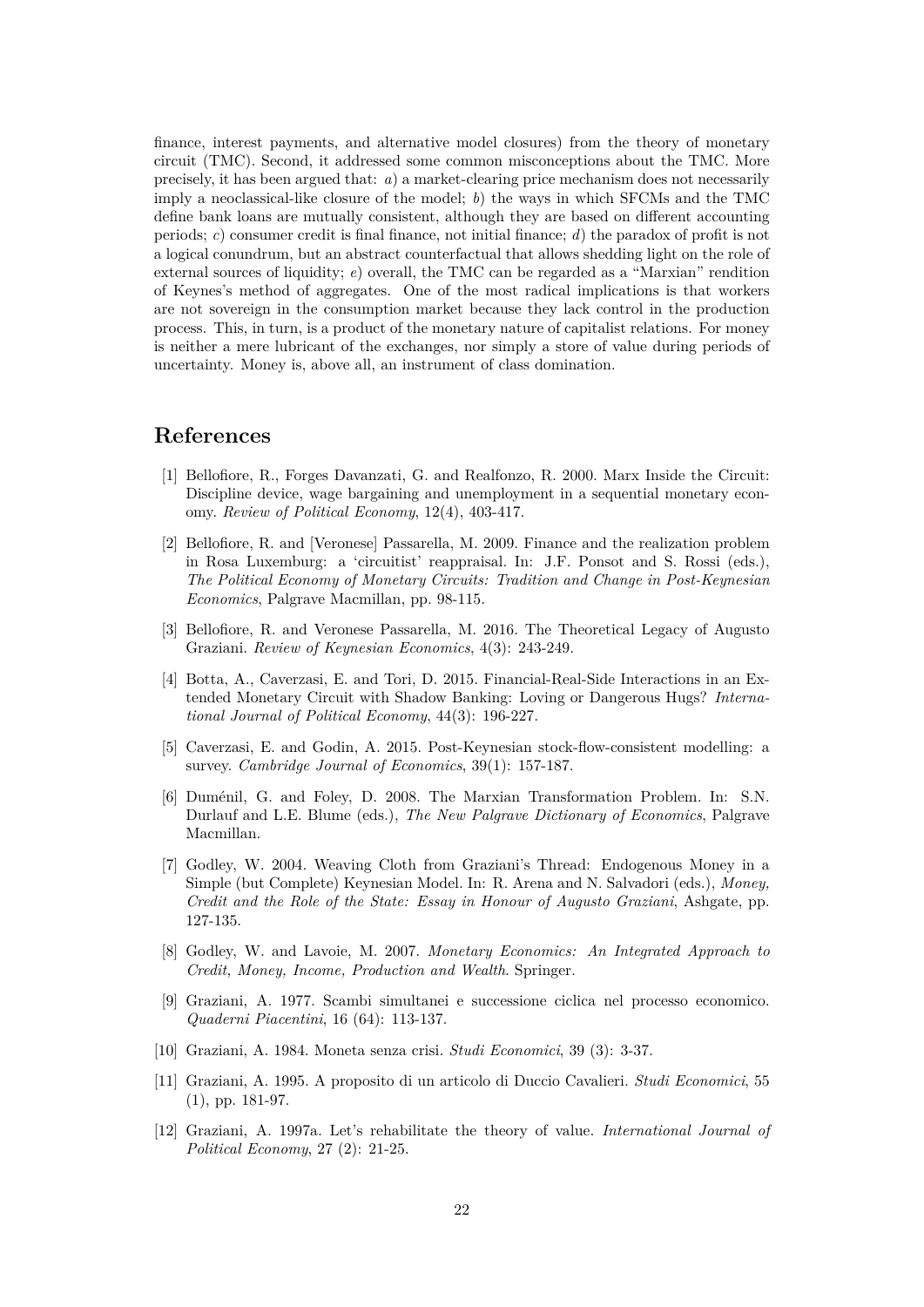finance, interest payments, and alternative model closures) from the theory of monetary circuit (TMC). Second, it addressed some common misconceptions about the TMC. More precisely, it has been argued that: *a*) a market-clearing price mechanism does not necessarily imply a neoclassical-like closure of the model; *b*) the ways in which SFCMs and the TMC define bank loans are mutually consistent, although they are based on different accounting periods; *c*) consumer credit is final finance, not initial finance; *d*) the paradox of profit is not a logical conundrum, but an abstract counterfactual that allows shedding light on the role of external sources of liquidity; *e*) overall, the TMC can be regarded as a "Marxian" rendition of Keynes's method of aggregates. One of the most radical implications is that workers are not sovereign in the consumption market because they lack control in the production process. This, in turn, is a product of the monetary nature of capitalist relations. For money is neither a mere lubricant of the exchanges, nor simply a store of value during periods of uncertainty. Money is, above all, an instrument of class domination.

## References

[1] Bellofiore, R., Forges Davanzati, G. and Realfonzo, R. 2000. Marx Inside the Circuit: Discipline device, wage bargaining and unemployment in a sequential monetary economy. *Review of Political Economy*, 12(4), 403-417.

[2] Bellofiore, R. and [Veronese] Passarella, M. 2009. Finance and the realization problem in Rosa Luxemburg: a 'circuitist' reappraisal. In: J.F. Ponsot and S. Rossi (eds.), *The Political Economy of Monetary Circuits: Tradition and Change in Post-Keynesian Economics*, Palgrave Macmillan, pp. 98-115.

[3] Bellofiore, R. and Veronese Passarella, M. 2016. The Theoretical Legacy of Augusto Graziani. *Review of Keynesian Economics*, 4(3): 243-249.

[4] Botta, A., Caverzasi, E. and Tori, D. 2015. Financial-Real-Side Interactions in an Extended Monetary Circuit with Shadow Banking: Loving or Dangerous Hugs? *International Journal of Political Economy*, 44(3): 196-227.

[5] Caverzasi, E. and Godin, A. 2015. Post-Keynesian stock-flow-consistent modelling: a survey. *Cambridge Journal of Economics*, 39(1): 157-187.

[6] Duménil, G. and Foley, D. 2008. The Marxian Transformation Problem. In: S.N. Durlauf and L.E. Blume (eds.), *The New Palgrave Dictionary of Economics*, Palgrave Macmillan.

[7] Godley, W. 2004. Weaving Cloth from Graziani's Thread: Endogenous Money in a Simple (but Complete) Keynesian Model. In: R. Arena and N. Salvadori (eds.), *Money, Credit and the Role of the State: Essay in Honour of Augusto Graziani*, Ashgate, pp. 127-135.

[8] Godley, W. and Lavoie, M. 2007. *Monetary Economics: An Integrated Approach to Credit, Money, Income, Production and Wealth*. Springer.

[9] Graziani, A. 1977. Scambi simultanei e successione ciclica nel processo economico. *Quaderni Piacentini*, 16 (64): 113-137.

[10] Graziani, A. 1984. Moneta senza crisi. *Studi Economici*, 39 (3): 3-37.

[11] Graziani, A. 1995. A proposito di un articolo di Duccio Cavalieri. *Studi Economici*, 55 (1), pp. 181-97.

[12] Graziani, A. 1997a. Let's rehabilitate the theory of value. *International Journal of Political Economy*, 27 (2): 21-25.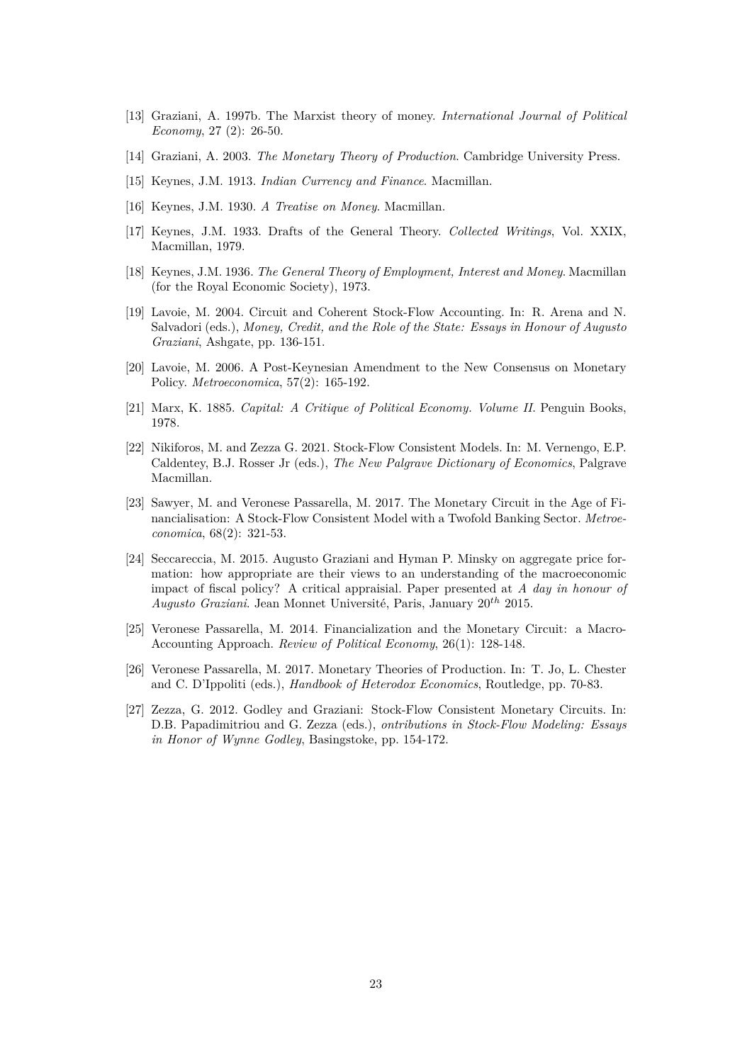[13] Graziani, A. 1997b. The Marxist theory of money. *International Journal of Political Economy*, 27 (2): 26-50.

[14] Graziani, A. 2003. *The Monetary Theory of Production*. Cambridge University Press.

[15] Keynes, J.M. 1913. *Indian Currency and Finance*. Macmillan.

[16] Keynes, J.M. 1930. *A Treatise on Money*. Macmillan.

[17] Keynes, J.M. 1933. Drafts of the General Theory. *Collected Writings*, Vol. XXIX, Macmillan, 1979.

[18] Keynes, J.M. 1936. *The General Theory of Employment, Interest and Money*. Macmillan (for the Royal Economic Society), 1973.

[19] Lavoie, M. 2004. Circuit and Coherent Stock-Flow Accounting. In: R. Arena and N. Salvadori (eds.), *Money, Credit, and the Role of the State: Essays in Honour of Augusto Graziani*, Ashgate, pp. 136-151.

[20] Lavoie, M. 2006. A Post-Keynesian Amendment to the New Consensus on Monetary Policy. *Metroeconomica*, 57(2): 165-192.

[21] Marx, K. 1885. *Capital: A Critique of Political Economy. Volume II*. Penguin Books, 1978.

[22] Nikiforos, M. and Zezza G. 2021. Stock-Flow Consistent Models. In: M. Vernengo, E.P. Caldentey, B.J. Rosser Jr (eds.), *The New Palgrave Dictionary of Economics*, Palgrave Macmillan.

[23] Sawyer, M. and Veronese Passarella, M. 2017. The Monetary Circuit in the Age of Financialisation: A Stock-Flow Consistent Model with a Twofold Banking Sector. *Metroeconomica*, 68(2): 321-53.

[24] Seccareccia, M. 2015. Augusto Graziani and Hyman P. Minsky on aggregate price formation: how appropriate are their views to an understanding of the macroeconomic impact of fiscal policy? A critical appraisial. Paper presented at *A day in honour of Augusto Graziani*. Jean Monnet Université, Paris, January 20$^{th}$ 2015.

[25] Veronese Passarella, M. 2014. Financialization and the Monetary Circuit: a Macro-Accounting Approach. *Review of Political Economy*, 26(1): 128-148.

[26] Veronese Passarella, M. 2017. Monetary Theories of Production. In: T. Jo, L. Chester and C. D'Ippoliti (eds.), *Handbook of Heterodox Economics*, Routledge, pp. 70-83.

[27] Zezza, G. 2012. Godley and Graziani: Stock-Flow Consistent Monetary Circuits. In: D.B. Papadimitriou and G. Zezza (eds.), *ontributions in Stock-Flow Modeling: Essays in Honor of Wynne Godley*, Basingstoke, pp. 154-172.